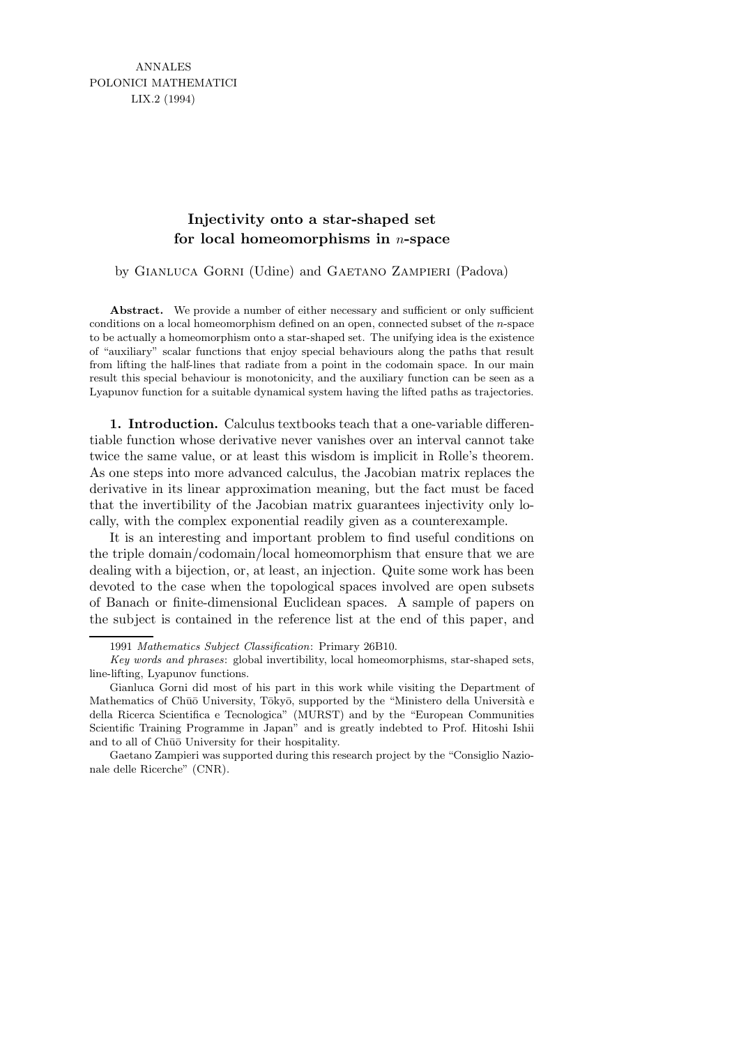ANNALES
POLONICI MATHEMATICI
LIX.2 (1994)

# Injectivity onto a star-shaped set for local homeomorphisms in $n$-space

by Gianluca Gorni (Udine) and Gaetano Zampieri (Padova)

**Abstract.** We provide a number of either necessary and sufficient or only sufficient conditions on a local homeomorphism defined on an open, connected subset of the $n$-space to be actually a homeomorphism onto a star-shaped set. The unifying idea is the existence of "auxiliary" scalar functions that enjoy special behaviours along the paths that result from lifting the half-lines that radiate from a point in the codomain space. In our main result this special behaviour is monotonicity, and the auxiliary function can be seen as a Lyapunov function for a suitable dynamical system having the lifted paths as trajectories.

## 1. Introduction.

Calculus textbooks teach that a one-variable differentiable function whose derivative never vanishes over an interval cannot take twice the same value, or at least this wisdom is implicit in Rolle's theorem. As one steps into more advanced calculus, the Jacobian matrix replaces the derivative in its linear approximation meaning, but the fact must be faced that the invertibility of the Jacobian matrix guarantees injectivity only locally, with the complex exponential readily given as a counterexample.

It is an interesting and important problem to find useful conditions on the triple domain/codomain/local homeomorphism that ensure that we are dealing with a bijection, or, at least, an injection. Quite some work has been devoted to the case when the topological spaces involved are open subsets of Banach or finite-dimensional Euclidean spaces. A sample of papers on the subject is contained in the reference list at the end of this paper, and

---

1991 *Mathematics Subject Classification*: Primary 26B10.

*Key words and phrases*: global invertibility, local homeomorphisms, star-shaped sets, line-lifting, Lyapunov functions.

Gianluca Gorni did most of his part in this work while visiting the Department of Mathematics of Chūō University, Tōkyō, supported by the "Ministero della Università e della Ricerca Scientifica e Tecnologica" (MURST) and by the "European Communities Scientific Training Programme in Japan" and is greatly indebted to Prof. Hitoshi Ishii and to all of Chūō University for their hospitality.

Gaetano Zampieri was supported during this research project by the "Consiglio Nazionale delle Ricerche" (CNR).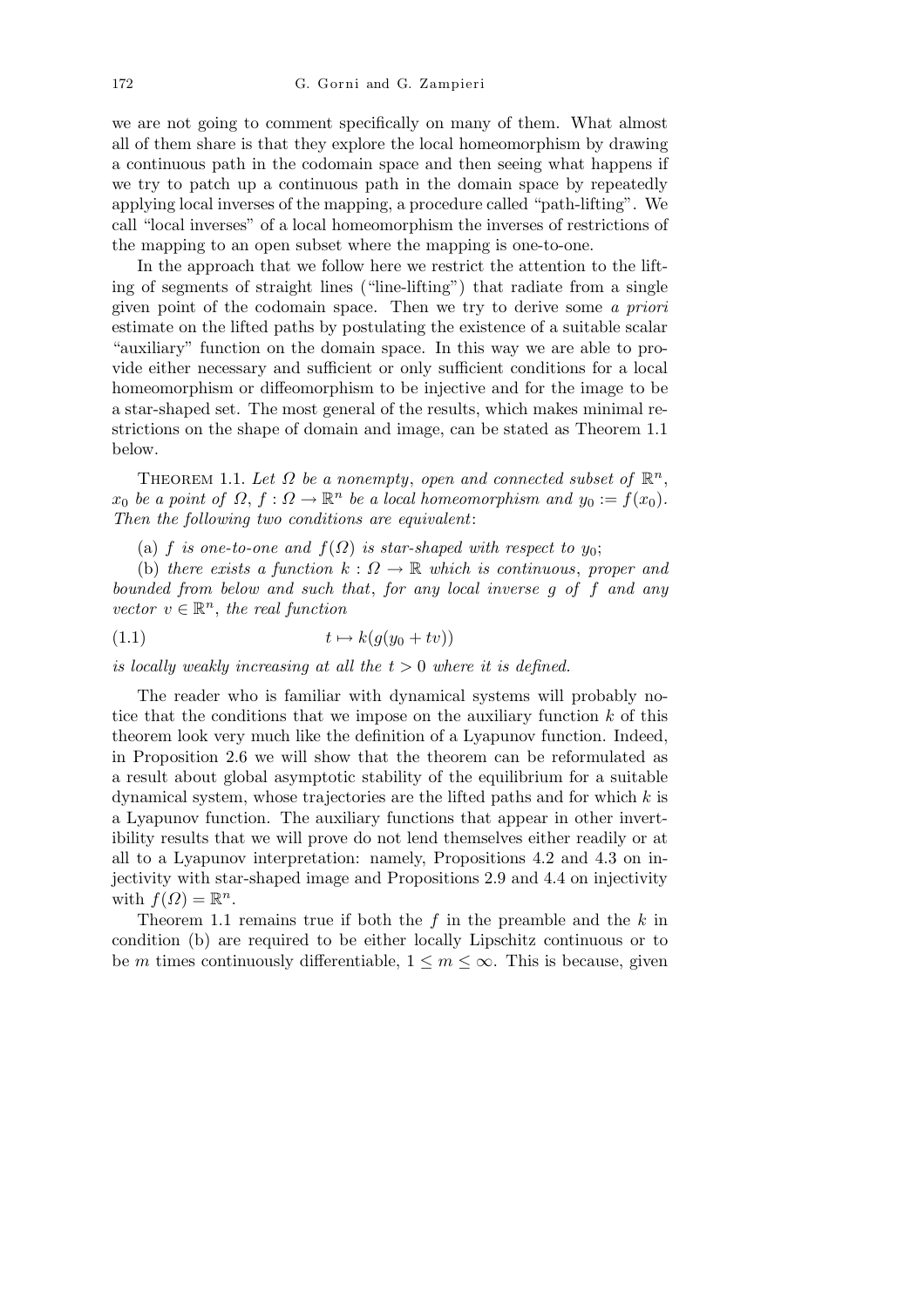we are not going to comment specifically on many of them. What almost all of them share is that they explore the local homeomorphism by drawing a continuous path in the codomain space and then seeing what happens if we try to patch up a continuous path in the domain space by repeatedly applying local inverses of the mapping, a procedure called "path-lifting". We call "local inverses" of a local homeomorphism the inverses of restrictions of the mapping to an open subset where the mapping is one-to-one.

In the approach that we follow here we restrict the attention to the lifting of segments of straight lines ("line-lifting") that radiate from a single given point of the codomain space. Then we try to derive some *a priori* estimate on the lifted paths by postulating the existence of a suitable scalar "auxiliary" function on the domain space. In this way we are able to provide either necessary and sufficient or only sufficient conditions for a local homeomorphism or diffeomorphism to be injective and for the image to be a star-shaped set. The most general of the results, which makes minimal restrictions on the shape of domain and image, can be stated as Theorem 1.1 below.

THEOREM 1.1. *Let $\Omega$ be a nonempty, open and connected subset of $\mathbb{R}^n$, $x_0$ be a point of $\Omega$, $f : \Omega \to \mathbb{R}^n$ be a local homeomorphism and $y_0 := f(x_0)$. Then the following two conditions are equivalent*:

(a) *$f$ is one-to-one and $f(\Omega)$ is star-shaped with respect to $y_0$*;

(b) *there exists a function $k : \Omega \to \mathbb{R}$ which is continuous, proper and bounded from below and such that, for any local inverse $g$ of $f$ and any vector $v \in \mathbb{R}^n$, the real function*

$$t \mapsto k(g(y_0 + tv)) \tag{1.1}$$

*is locally weakly increasing at all the $t > 0$ where it is defined.*

The reader who is familiar with dynamical systems will probably notice that the conditions that we impose on the auxiliary function $k$ of this theorem look very much like the definition of a Lyapunov function. Indeed, in Proposition 2.6 we will show that the theorem can be reformulated as a result about global asymptotic stability of the equilibrium for a suitable dynamical system, whose trajectories are the lifted paths and for which $k$ is a Lyapunov function. The auxiliary functions that appear in other invertibility results that we will prove do not lend themselves either readily or at all to a Lyapunov interpretation: namely, Propositions 4.2 and 4.3 on injectivity with star-shaped image and Propositions 2.9 and 4.4 on injectivity with $f(\Omega) = \mathbb{R}^n$.

Theorem 1.1 remains true if both the $f$ in the preamble and the $k$ in condition (b) are required to be either locally Lipschitz continuous or to be $m$ times continuously differentiable, $1 \leq m \leq \infty$. This is because, given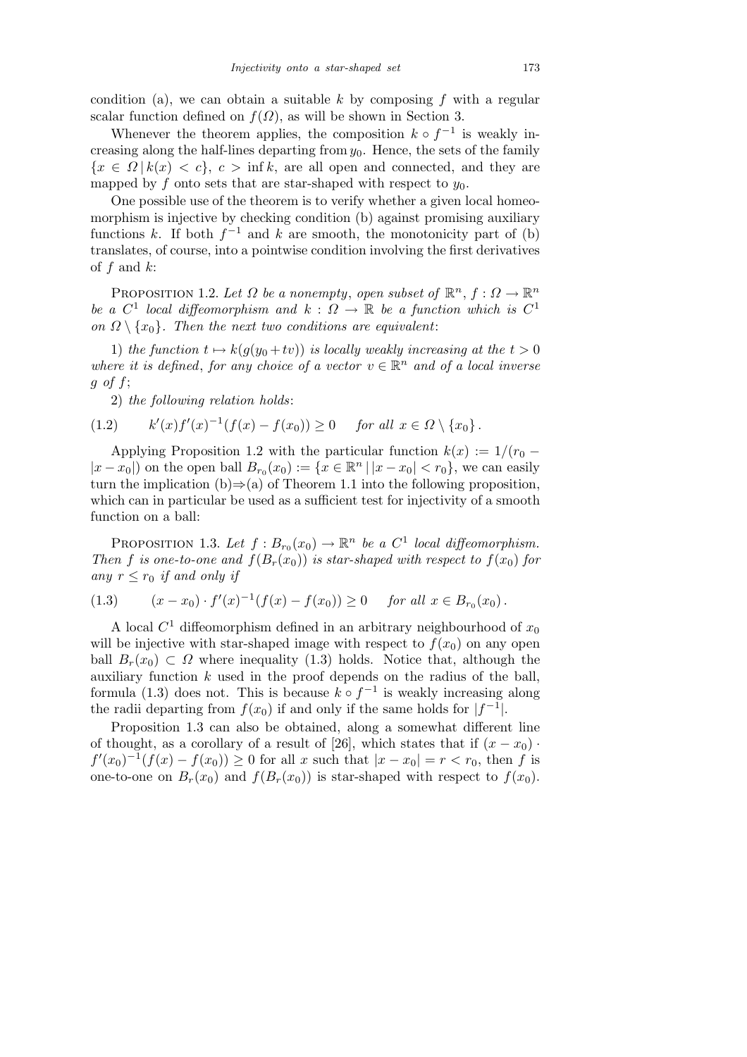condition (a), we can obtain a suitable $k$ by composing $f$ with a regular scalar function defined on $f(\Omega)$, as will be shown in Section 3.

Whenever the theorem applies, the composition $k \circ f^{-1}$ is weakly increasing along the half-lines departing from $y_0$. Hence, the sets of the family $\{x \in \Omega \,|\, k(x) < c\}$, $c > \inf k$, are all open and connected, and they are mapped by $f$ onto sets that are star-shaped with respect to $y_0$.

One possible use of the theorem is to verify whether a given local homeomorphism is injective by checking condition (b) against promising auxiliary functions $k$. If both $f^{-1}$ and $k$ are smooth, the monotonicity part of (b) translates, of course, into a pointwise condition involving the first derivatives of $f$ and $k$:

PROPOSITION 1.2. *Let $\Omega$ be a nonempty, open subset of $\mathbb{R}^n$, $f : \Omega \to \mathbb{R}^n$ be a $C^1$ local diffeomorphism and $k : \Omega \to \mathbb{R}$ be a function which is $C^1$ on $\Omega \setminus \{x_0\}$. Then the next two conditions are equivalent*:

1) *the function $t \mapsto k(g(y_0 + tv))$ is locally weakly increasing at the $t > 0$ where it is defined, for any choice of a vector $v \in \mathbb{R}^n$ and of a local inverse $g$ of $f$*;

2) *the following relation holds*:

$$(1.2) \qquad k'(x)f'(x)^{-1}(f(x) - f(x_0)) \geq 0 \quad \text{for all } x \in \Omega \setminus \{x_0\}\,.$$

Applying Proposition 1.2 with the particular function $k(x) := 1/(r_0 - |x - x_0|)$ on the open ball $B_{r_0}(x_0) := \{x \in \mathbb{R}^n \,|\, |x - x_0| < r_0\}$, we can easily turn the implication (b)$\Rightarrow$(a) of Theorem 1.1 into the following proposition, which can in particular be used as a sufficient test for injectivity of a smooth function on a ball:

PROPOSITION 1.3. *Let $f : B_{r_0}(x_0) \to \mathbb{R}^n$ be a $C^1$ local diffeomorphism. Then $f$ is one-to-one and $f(B_r(x_0))$ is star-shaped with respect to $f(x_0)$ for any $r \leq r_0$ if and only if*

$$(1.3) \qquad (x - x_0) \cdot f'(x)^{-1}(f(x) - f(x_0)) \geq 0 \quad \text{for all } x \in B_{r_0}(x_0)\,.$$

A local $C^1$ diffeomorphism defined in an arbitrary neighbourhood of $x_0$ will be injective with star-shaped image with respect to $f(x_0)$ on any open ball $B_r(x_0) \subset \Omega$ where inequality (1.3) holds. Notice that, although the auxiliary function $k$ used in the proof depends on the radius of the ball, formula (1.3) does not. This is because $k \circ f^{-1}$ is weakly increasing along the radii departing from $f(x_0)$ if and only if the same holds for $|f^{-1}|$.

Proposition 1.3 can also be obtained, along a somewhat different line of thought, as a corollary of a result of [26], which states that if $(x - x_0) \cdot f'(x_0)^{-1}(f(x) - f(x_0)) \geq 0$ for all $x$ such that $|x - x_0| = r < r_0$, then $f$ is one-to-one on $B_r(x_0)$ and $f(B_r(x_0))$ is star-shaped with respect to $f(x_0)$.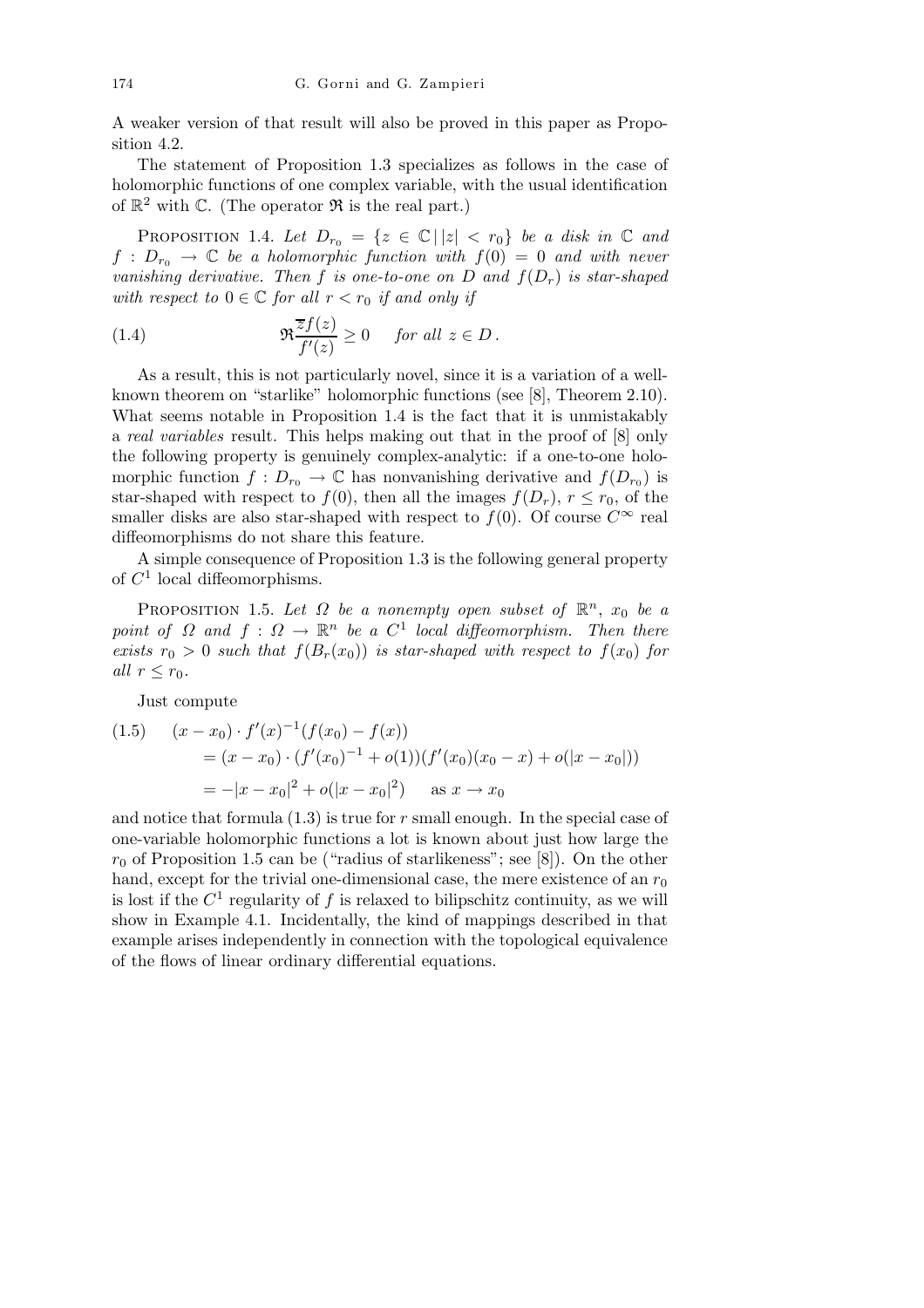A weaker version of that result will also be proved in this paper as Proposition 4.2.

The statement of Proposition 1.3 specializes as follows in the case of holomorphic functions of one complex variable, with the usual identification of $\mathbb{R}^2$ with $\mathbb{C}$. (The operator $\Re$ is the real part.)

Proposition 1.4. *Let $D_{r_0} = \{z \in \mathbb{C} \mid |z| < r_0\}$ be a disk in $\mathbb{C}$ and $f : D_{r_0} \to \mathbb{C}$ be a holomorphic function with $f(0) = 0$ and with never vanishing derivative. Then $f$ is one-to-one on $D$ and $f(D_r)$ is star-shaped with respect to $0 \in \mathbb{C}$ for all $r < r_0$ if and only if*

$$\Re \frac{\overline{z} f(z)}{f'(z)} \geq 0 \quad \textit{for all } z \in D\,. \tag{1.4}$$

As a result, this is not particularly novel, since it is a variation of a well-known theorem on "starlike" holomorphic functions (see [8], Theorem 2.10). What seems notable in Proposition 1.4 is the fact that it is unmistakably a *real variables* result. This helps making out that in the proof of [8] only the following property is genuinely complex-analytic: if a one-to-one holomorphic function $f : D_{r_0} \to \mathbb{C}$ has nonvanishing derivative and $f(D_{r_0})$ is star-shaped with respect to $f(0)$, then all the images $f(D_r)$, $r \leq r_0$, of the smaller disks are also star-shaped with respect to $f(0)$. Of course $C^\infty$ real diffeomorphisms do not share this feature.

A simple consequence of Proposition 1.3 is the following general property of $C^1$ local diffeomorphisms.

Proposition 1.5. *Let $\Omega$ be a nonempty open subset of $\mathbb{R}^n$, $x_0$ be a point of $\Omega$ and $f : \Omega \to \mathbb{R}^n$ be a $C^1$ local diffeomorphism. Then there exists $r_0 > 0$ such that $f(B_r(x_0))$ is star-shaped with respect to $f(x_0)$ for all $r \leq r_0$.*

Just compute

$$\begin{aligned}
(1.5) \quad & (x - x_0) \cdot f'(x)^{-1}(f(x_0) - f(x)) \\
&= (x - x_0) \cdot (f'(x_0)^{-1} + o(1))(f'(x_0)(x_0 - x) + o(|x - x_0|)) \\
&= -|x - x_0|^2 + o(|x - x_0|^2) \qquad \text{as } x \to x_0
\end{aligned}$$

and notice that formula (1.3) is true for $r$ small enough. In the special case of one-variable holomorphic functions a lot is known about just how large the $r_0$ of Proposition 1.5 can be ("radius of starlikeness"; see [8]). On the other hand, except for the trivial one-dimensional case, the mere existence of an $r_0$ is lost if the $C^1$ regularity of $f$ is relaxed to bilipschitz continuity, as we will show in Example 4.1. Incidentally, the kind of mappings described in that example arises independently in connection with the topological equivalence of the flows of linear ordinary differential equations.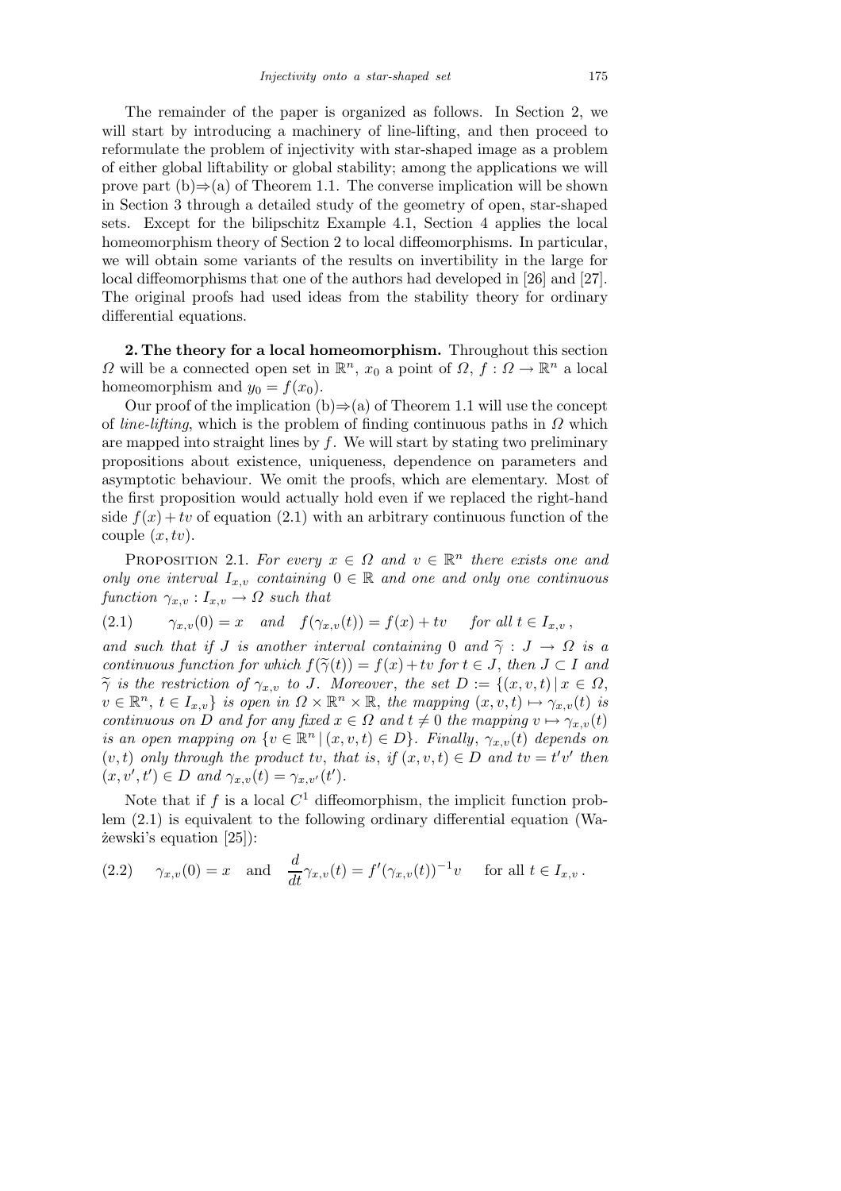The remainder of the paper is organized as follows. In Section 2, we will start by introducing a machinery of line-lifting, and then proceed to reformulate the problem of injectivity with star-shaped image as a problem of either global liftability or global stability; among the applications we will prove part (b)⇒(a) of Theorem 1.1. The converse implication will be shown in Section 3 through a detailed study of the geometry of open, star-shaped sets. Except for the bilipschitz Example 4.1, Section 4 applies the local homeomorphism theory of Section 2 to local diffeomorphisms. In particular, we will obtain some variants of the results on invertibility in the large for local diffeomorphisms that one of the authors had developed in [26] and [27]. The original proofs had used ideas from the stability theory for ordinary differential equations.

**2. The theory for a local homeomorphism.** Throughout this section $\Omega$ will be a connected open set in $\mathbb{R}^n$, $x_0$ a point of $\Omega$, $f:\Omega\to\mathbb{R}^n$ a local homeomorphism and $y_0=f(x_0)$.

Our proof of the implication (b)⇒(a) of Theorem 1.1 will use the concept of *line-lifting*, which is the problem of finding continuous paths in $\Omega$ which are mapped into straight lines by $f$. We will start by stating two preliminary propositions about existence, uniqueness, dependence on parameters and asymptotic behaviour. We omit the proofs, which are elementary. Most of the first proposition would actually hold even if we replaced the right-hand side $f(x)+tv$ of equation (2.1) with an arbitrary continuous function of the couple $(x,tv)$.

Proposition 2.1. *For every $x\in\Omega$ and $v\in\mathbb{R}^n$ there exists one and only one interval $I_{x,v}$ containing $0\in\mathbb{R}$ and one and only one continuous function $\gamma_{x,v}:I_{x,v}\to\Omega$ such that*

$$\gamma_{x,v}(0)=x \quad \text{and} \quad f(\gamma_{x,v}(t))=f(x)+tv \quad \text{for all } t\in I_{x,v}, \tag{2.1}$$

*and such that if $J$ is another interval containing $0$ and $\widetilde{\gamma}:J\to\Omega$ is a continuous function for which $f(\widetilde{\gamma}(t))=f(x)+tv$ for $t\in J$, then $J\subset I$ and $\widetilde{\gamma}$ is the restriction of $\gamma_{x,v}$ to $J$. Moreover, the set $D:=\{(x,v,t)\mid x\in\Omega,\ v\in\mathbb{R}^n,\ t\in I_{x,v}\}$ is open in $\Omega\times\mathbb{R}^n\times\mathbb{R}$, the mapping $(x,v,t)\mapsto\gamma_{x,v}(t)$ is continuous on $D$ and for any fixed $x\in\Omega$ and $t\neq 0$ the mapping $v\mapsto\gamma_{x,v}(t)$ is an open mapping on $\{v\in\mathbb{R}^n\mid(x,v,t)\in D\}$. Finally, $\gamma_{x,v}(t)$ depends on $(v,t)$ only through the product $tv$, that is, if $(x,v,t)\in D$ and $tv=t'v'$ then $(x,v',t')\in D$ and $\gamma_{x,v}(t)=\gamma_{x,v'}(t')$.*

Note that if $f$ is a local $C^1$ diffeomorphism, the implicit function problem (2.1) is equivalent to the following ordinary differential equation (Ważewski's equation [25]):

$$\gamma_{x,v}(0)=x \quad \text{and} \quad \frac{d}{dt}\gamma_{x,v}(t)=f'(\gamma_{x,v}(t))^{-1}v \quad \text{for all } t\in I_{x,v}. \tag{2.2}$$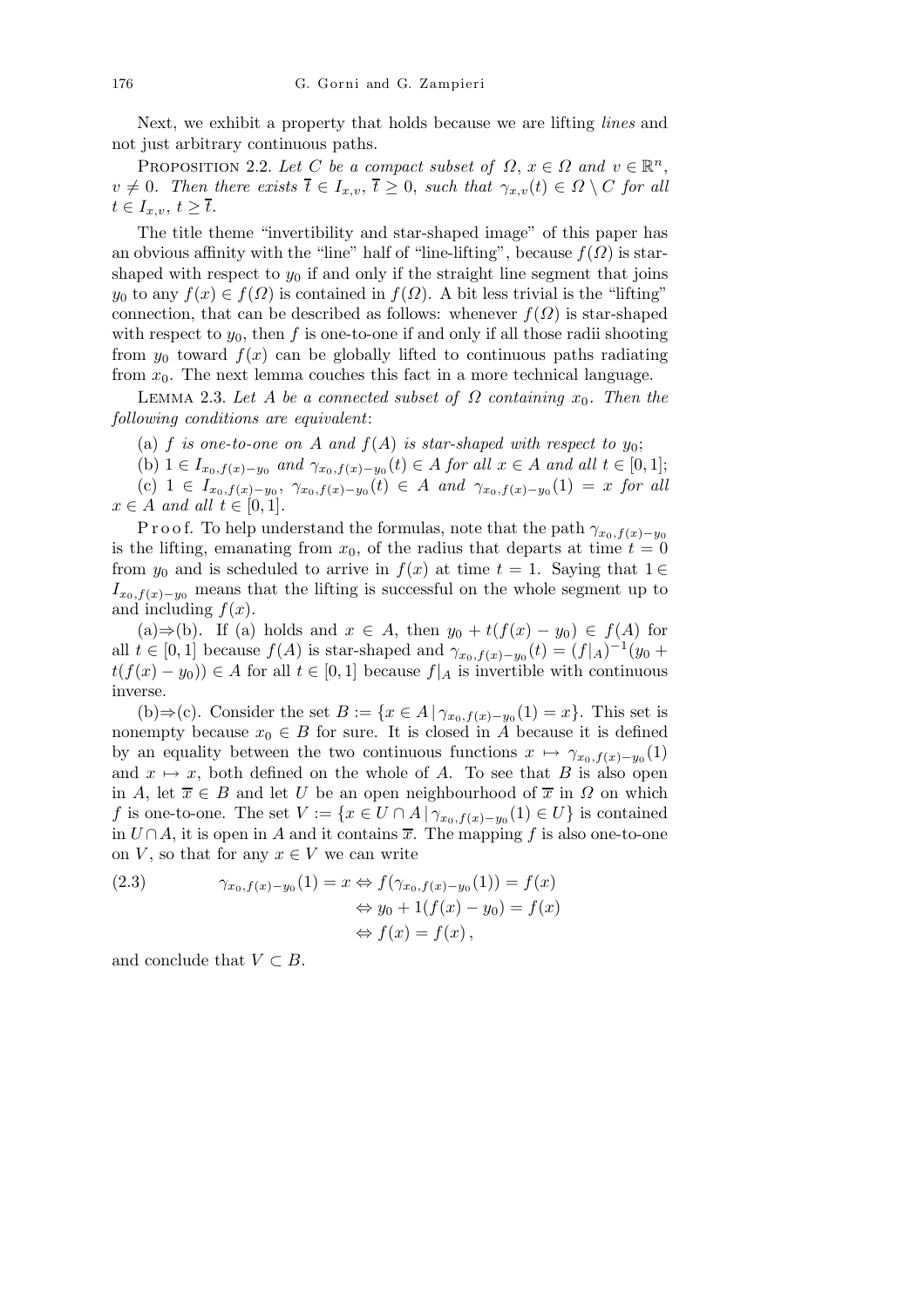Next, we exhibit a property that holds because we are lifting *lines* and not just arbitrary continuous paths.

Proposition 2.2. *Let $C$ be a compact subset of $\Omega$, $x \in \Omega$ and $v \in \mathbb{R}^n$, $v \neq 0$. Then there exists $\overline{t} \in I_{x,v}$, $\overline{t} \geq 0$, such that $\gamma_{x,v}(t) \in \Omega \setminus C$ for all $t \in I_{x,v}$, $t \geq \overline{t}$.*

The title theme "invertibility and star-shaped image" of this paper has an obvious affinity with the "line" half of "line-lifting", because $f(\Omega)$ is star-shaped with respect to $y_0$ if and only if the straight line segment that joins $y_0$ to any $f(x) \in f(\Omega)$ is contained in $f(\Omega)$. A bit less trivial is the "lifting" connection, that can be described as follows: whenever $f(\Omega)$ is star-shaped with respect to $y_0$, then $f$ is one-to-one if and only if all those radii shooting from $y_0$ toward $f(x)$ can be globally lifted to continuous paths radiating from $x_0$. The next lemma couches this fact in a more technical language.

Lemma 2.3. *Let $A$ be a connected subset of $\Omega$ containing $x_0$. Then the following conditions are equivalent*:

(a) *$f$ is one-to-one on $A$ and $f(A)$ is star-shaped with respect to $y_0$*;

(b) *$1 \in I_{x_0,f(x)-y_0}$ and $\gamma_{x_0,f(x)-y_0}(t) \in A$ for all $x \in A$ and all $t \in [0,1]$*;

(c) *$1 \in I_{x_0,f(x)-y_0}$, $\gamma_{x_0,f(x)-y_0}(t) \in A$ and $\gamma_{x_0,f(x)-y_0}(1) = x$ for all $x \in A$ and all $t \in [0,1]$.*

Proof. To help understand the formulas, note that the path $\gamma_{x_0,f(x)-y_0}$ is the lifting, emanating from $x_0$, of the radius that departs at time $t = 0$ from $y_0$ and is scheduled to arrive in $f(x)$ at time $t = 1$. Saying that $1 \in I_{x_0,f(x)-y_0}$ means that the lifting is successful on the whole segment up to and including $f(x)$.

(a)$\Rightarrow$(b). If (a) holds and $x \in A$, then $y_0 + t(f(x) - y_0) \in f(A)$ for all $t \in [0,1]$ because $f(A)$ is star-shaped and $\gamma_{x_0,f(x)-y_0}(t) = (f|_A)^{-1}(y_0 + t(f(x) - y_0)) \in A$ for all $t \in [0,1]$ because $f|_A$ is invertible with continuous inverse.

(b)$\Rightarrow$(c). Consider the set $B := \{x \in A \mid \gamma_{x_0,f(x)-y_0}(1) = x\}$. This set is nonempty because $x_0 \in B$ for sure. It is closed in $A$ because it is defined by an equality between the two continuous functions $x \mapsto \gamma_{x_0,f(x)-y_0}(1)$ and $x \mapsto x$, both defined on the whole of $A$. To see that $B$ is also open in $A$, let $\overline{x} \in B$ and let $U$ be an open neighbourhood of $\overline{x}$ in $\Omega$ on which $f$ is one-to-one. The set $V := \{x \in U \cap A \mid \gamma_{x_0,f(x)-y_0}(1) \in U\}$ is contained in $U \cap A$, it is open in $A$ and it contains $\overline{x}$. The mapping $f$ is also one-to-one on $V$, so that for any $x \in V$ we can write

$$
\begin{aligned}
\gamma_{x_0,f(x)-y_0}(1) = x &\Leftrightarrow f(\gamma_{x_0,f(x)-y_0}(1)) = f(x) \\
&\Leftrightarrow y_0 + 1(f(x) - y_0) = f(x) \\
&\Leftrightarrow f(x) = f(x)\,,
\end{aligned}
\tag{2.3}
$$

and conclude that $V \subset B$.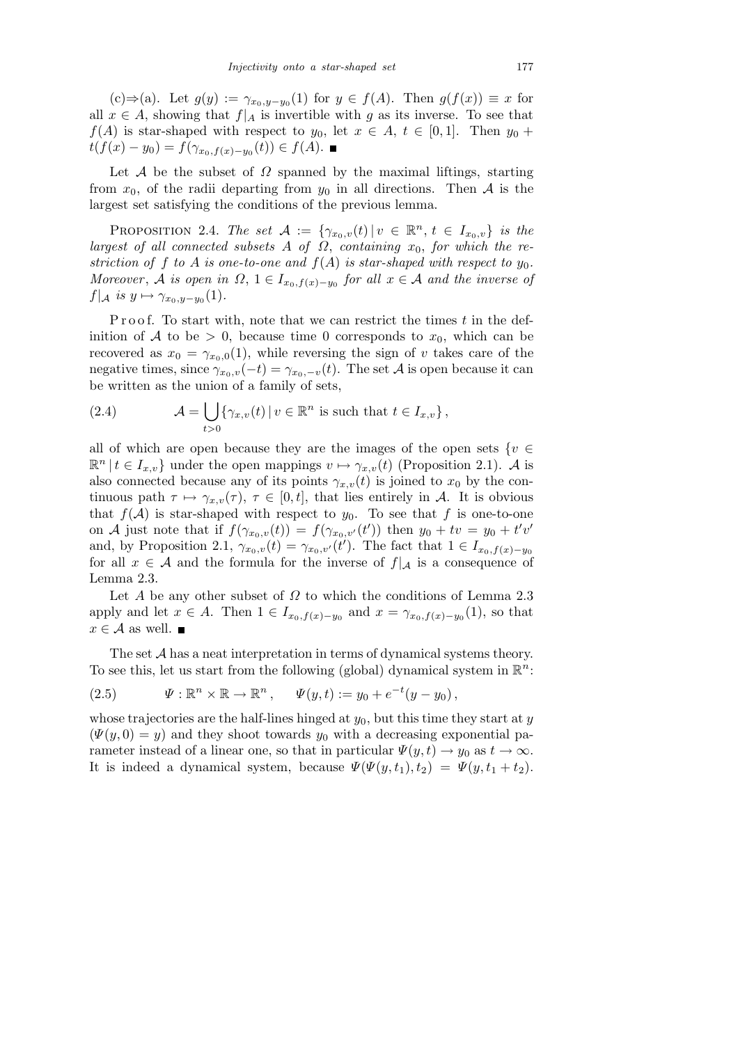(c)⇒(a). Let $g(y) := \gamma_{x_0,y-y_0}(1)$ for $y \in f(A)$. Then $g(f(x)) \equiv x$ for all $x \in A$, showing that $f|_A$ is invertible with $g$ as its inverse. To see that $f(A)$ is star-shaped with respect to $y_0$, let $x \in A$, $t \in [0,1]$. Then $y_0 + t(f(x) - y_0) = f(\gamma_{x_0,f(x)-y_0}(t)) \in f(A)$. ∎

Let $\mathcal{A}$ be the subset of $\Omega$ spanned by the maximal liftings, starting from $x_0$, of the radii departing from $y_0$ in all directions. Then $\mathcal{A}$ is the largest set satisfying the conditions of the previous lemma.

PROPOSITION 2.4. *The set* $\mathcal{A} := \{\gamma_{x_0,v}(t) \mid v \in \mathbb{R}^n, t \in I_{x_0,v}\}$ *is the largest of all connected subsets* $A$ *of* $\Omega$, *containing* $x_0$, *for which the restriction of* $f$ *to* $A$ *is one-to-one and* $f(A)$ *is star-shaped with respect to* $y_0$. *Moreover*, $\mathcal{A}$ *is open in* $\Omega$, $1 \in I_{x_0,f(x)-y_0}$ *for all* $x \in \mathcal{A}$ *and the inverse of* $f|_{\mathcal{A}}$ *is* $y \mapsto \gamma_{x_0,y-y_0}(1)$.

Proof. To start with, note that we can restrict the times $t$ in the definition of $\mathcal{A}$ to be $> 0$, because time 0 corresponds to $x_0$, which can be recovered as $x_0 = \gamma_{x_0,0}(1)$, while reversing the sign of $v$ takes care of the negative times, since $\gamma_{x_0,v}(-t) = \gamma_{x_0,-v}(t)$. The set $\mathcal{A}$ is open because it can be written as the union of a family of sets,

$$\mathcal{A} = \bigcup_{t>0} \{\gamma_{x,v}(t) \mid v \in \mathbb{R}^n \text{ is such that } t \in I_{x,v}\}, \tag{2.4}$$

all of which are open because they are the images of the open sets $\{v \in \mathbb{R}^n \mid t \in I_{x,v}\}$ under the open mappings $v \mapsto \gamma_{x,v}(t)$ (Proposition 2.1). $\mathcal{A}$ is also connected because any of its points $\gamma_{x,v}(t)$ is joined to $x_0$ by the continuous path $\tau \mapsto \gamma_{x,v}(\tau)$, $\tau \in [0,t]$, that lies entirely in $\mathcal{A}$. It is obvious that $f(\mathcal{A})$ is star-shaped with respect to $y_0$. To see that $f$ is one-to-one on $\mathcal{A}$ just note that if $f(\gamma_{x_0,v}(t)) = f(\gamma_{x_0,v'}(t'))$ then $y_0 + tv = y_0 + t'v'$ and, by Proposition 2.1, $\gamma_{x_0,v}(t) = \gamma_{x_0,v'}(t')$. The fact that $1 \in I_{x_0,f(x)-y_0}$ for all $x \in \mathcal{A}$ and the formula for the inverse of $f|_{\mathcal{A}}$ is a consequence of Lemma 2.3.

Let $A$ be any other subset of $\Omega$ to which the conditions of Lemma 2.3 apply and let $x \in A$. Then $1 \in I_{x_0,f(x)-y_0}$ and $x = \gamma_{x_0,f(x)-y_0}(1)$, so that $x \in \mathcal{A}$ as well. ∎

The set $\mathcal{A}$ has a neat interpretation in terms of dynamical systems theory. To see this, let us start from the following (global) dynamical system in $\mathbb{R}^n$:

$$\Psi : \mathbb{R}^n \times \mathbb{R} \to \mathbb{R}^n, \qquad \Psi(y,t) := y_0 + e^{-t}(y - y_0), \tag{2.5}$$

whose trajectories are the half-lines hinged at $y_0$, but this time they start at $y$ ($\Psi(y,0) = y$) and they shoot towards $y_0$ with a decreasing exponential parameter instead of a linear one, so that in particular $\Psi(y,t) \to y_0$ as $t \to \infty$. It is indeed a dynamical system, because $\Psi(\Psi(y,t_1),t_2) = \Psi(y,t_1+t_2)$.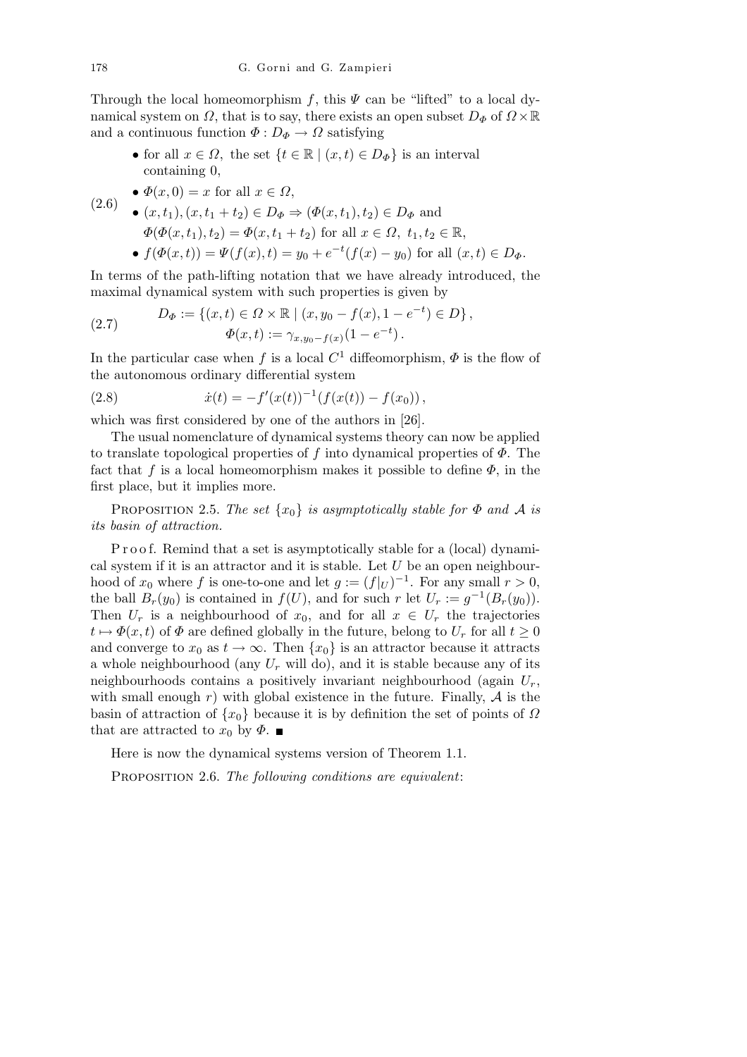Through the local homeomorphism $f$, this $\Psi$ can be "lifted" to a local dynamical system on $\Omega$, that is to say, there exists an open subset $D_\Phi$ of $\Omega \times \mathbb{R}$ and a continuous function $\Phi : D_\Phi \to \Omega$ satisfying

(2.6)

- for all $x \in \Omega$, the set $\{t \in \mathbb{R} \mid (x,t) \in D_\Phi\}$ is an interval containing 0,
- $\Phi(x, 0) = x$ for all $x \in \Omega$,
- $(x, t_1), (x, t_1 + t_2) \in D_\Phi \Rightarrow (\Phi(x, t_1), t_2) \in D_\Phi$ and $\Phi(\Phi(x, t_1), t_2) = \Phi(x, t_1 + t_2)$ for all $x \in \Omega$, $t_1, t_2 \in \mathbb{R}$,
- $f(\Phi(x,t)) = \Psi(f(x), t) = y_0 + e^{-t}(f(x) - y_0)$ for all $(x,t) \in D_\Phi$.

In terms of the path-lifting notation that we have already introduced, the maximal dynamical system with such properties is given by

$$D_\Phi := \{(x,t) \in \Omega \times \mathbb{R} \mid (x, y_0 - f(x), 1 - e^{-t}) \in D\}, \qquad \Phi(x,t) := \gamma_{x, y_0 - f(x)}(1 - e^{-t}). \tag{2.7}$$

In the particular case when $f$ is a local $C^1$ diffeomorphism, $\Phi$ is the flow of the autonomous ordinary differential system

$$\dot{x}(t) = -f'(x(t))^{-1}(f(x(t)) - f(x_0)), \tag{2.8}$$

which was first considered by one of the authors in [26].

The usual nomenclature of dynamical systems theory can now be applied to translate topological properties of $f$ into dynamical properties of $\Phi$. The fact that $f$ is a local homeomorphism makes it possible to define $\Phi$, in the first place, but it implies more.

Proposition 2.5. *The set $\{x_0\}$ is asymptotically stable for $\Phi$ and $\mathcal{A}$ is its basin of attraction.*

Proof. Remind that a set is asymptotically stable for a (local) dynamical system if it is an attractor and it is stable. Let $U$ be an open neighbourhood of $x_0$ where $f$ is one-to-one and let $g := (f|_U)^{-1}$. For any small $r > 0$, the ball $B_r(y_0)$ is contained in $f(U)$, and for such $r$ let $U_r := g^{-1}(B_r(y_0))$. Then $U_r$ is a neighbourhood of $x_0$, and for all $x \in U_r$ the trajectories $t \mapsto \Phi(x,t)$ of $\Phi$ are defined globally in the future, belong to $U_r$ for all $t \geq 0$ and converge to $x_0$ as $t \to \infty$. Then $\{x_0\}$ is an attractor because it attracts a whole neighbourhood (any $U_r$ will do), and it is stable because any of its neighbourhoods contains a positively invariant neighbourhood (again $U_r$, with small enough $r$) with global existence in the future. Finally, $\mathcal{A}$ is the basin of attraction of $\{x_0\}$ because it is by definition the set of points of $\Omega$ that are attracted to $x_0$ by $\Phi$. ∎

Here is now the dynamical systems version of Theorem 1.1.

Proposition 2.6. *The following conditions are equivalent*: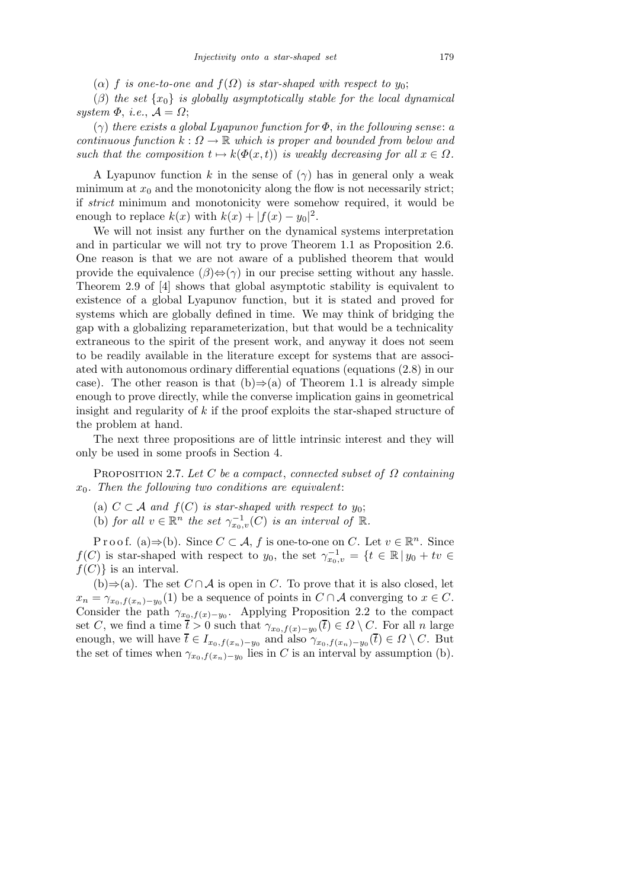($\alpha$) *$f$ is one-to-one and $f(\Omega)$ is star-shaped with respect to $y_0$;*

($\beta$) *the set $\{x_0\}$ is globally asymptotically stable for the local dynamical system $\Phi$, i.e., $\mathcal{A} = \Omega$;*

($\gamma$) *there exists a global Lyapunov function for $\Phi$, in the following sense: a continuous function $k : \Omega \to \mathbb{R}$ which is proper and bounded from below and such that the composition $t \mapsto k(\Phi(x,t))$ is weakly decreasing for all $x \in \Omega$.*

A Lyapunov function $k$ in the sense of ($\gamma$) has in general only a weak minimum at $x_0$ and the monotonicity along the flow is not necessarily strict; if *strict* minimum and monotonicity were somehow required, it would be enough to replace $k(x)$ with $k(x) + |f(x) - y_0|^2$.

We will not insist any further on the dynamical systems interpretation and in particular we will not try to prove Theorem 1.1 as Proposition 2.6. One reason is that we are not aware of a published theorem that would provide the equivalence ($\beta$)$\Leftrightarrow$($\gamma$) in our precise setting without any hassle. Theorem 2.9 of [4] shows that global asymptotic stability is equivalent to existence of a global Lyapunov function, but it is stated and proved for systems which are globally defined in time. We may think of bridging the gap with a globalizing reparameterization, but that would be a technicality extraneous to the spirit of the present work, and anyway it does not seem to be readily available in the literature except for systems that are associated with autonomous ordinary differential equations (equations (2.8) in our case). The other reason is that (b)$\Rightarrow$(a) of Theorem 1.1 is already simple enough to prove directly, while the converse implication gains in geometrical insight and regularity of $k$ if the proof exploits the star-shaped structure of the problem at hand.

The next three propositions are of little intrinsic interest and they will only be used in some proofs in Section 4.

Proposition 2.7. *Let $C$ be a compact, connected subset of $\Omega$ containing $x_0$. Then the following two conditions are equivalent:*

(a) *$C \subset \mathcal{A}$ and $f(C)$ is star-shaped with respect to $y_0$;*

(b) *for all $v \in \mathbb{R}^n$ the set $\gamma_{x_0,v}^{-1}(C)$ is an interval of $\mathbb{R}$.*

Proof. (a)$\Rightarrow$(b). Since $C \subset \mathcal{A}$, $f$ is one-to-one on $C$. Let $v \in \mathbb{R}^n$. Since $f(C)$ is star-shaped with respect to $y_0$, the set $\gamma_{x_0,v}^{-1} = \{t \in \mathbb{R} \mid y_0 + tv \in f(C)\}$ is an interval.

(b)$\Rightarrow$(a). The set $C \cap \mathcal{A}$ is open in $C$. To prove that it is also closed, let $x_n = \gamma_{x_0,f(x_n)-y_0}(1)$ be a sequence of points in $C \cap \mathcal{A}$ converging to $x \in C$. Consider the path $\gamma_{x_0,f(x)-y_0}$. Applying Proposition 2.2 to the compact set $C$, we find a time $\overline{t} > 0$ such that $\gamma_{x_0,f(x)-y_0}(\overline{t}) \in \Omega \setminus C$. For all $n$ large enough, we will have $\overline{t} \in I_{x_0,f(x_n)-y_0}$ and also $\gamma_{x_0,f(x_n)-y_0}(\overline{t}) \in \Omega \setminus C$. But the set of times when $\gamma_{x_0,f(x_n)-y_0}$ lies in $C$ is an interval by assumption (b).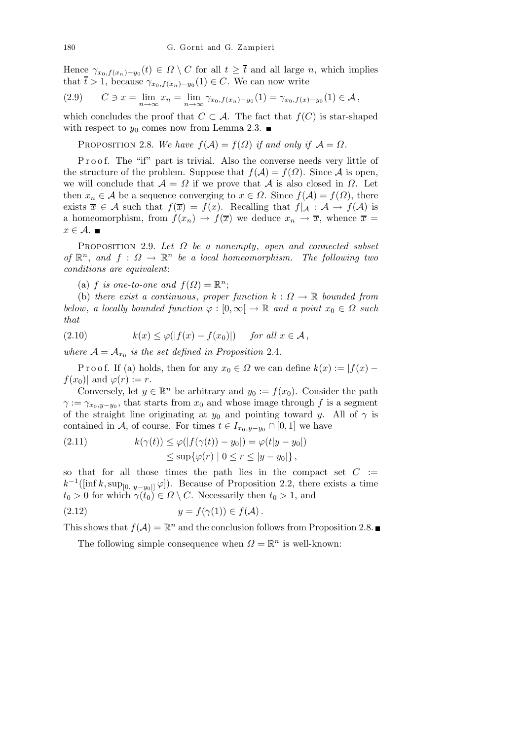Hence $\gamma_{x_0,f(x_n)-y_0}(t) \in \Omega \setminus C$ for all $t \geq \overline{t}$ and all large $n$, which implies that $\overline{t} > 1$, because $\gamma_{x_0,f(x_n)-y_0}(1) \in C$. We can now write

$$C \ni x = \lim_{n\to\infty} x_n = \lim_{n\to\infty} \gamma_{x_0,f(x_n)-y_0}(1) = \gamma_{x_0,f(x)-y_0}(1) \in \mathcal{A}\,, \tag{2.9}$$

which concludes the proof that $C \subset \mathcal{A}$. The fact that $f(C)$ is star-shaped with respect to $y_0$ comes now from Lemma 2.3. ■

Proposition 2.8. *We have $f(\mathcal{A}) = f(\Omega)$ if and only if $\mathcal{A} = \Omega$.*

Proof. The "if" part is trivial. Also the converse needs very little of the structure of the problem. Suppose that $f(\mathcal{A}) = f(\Omega)$. Since $\mathcal{A}$ is open, we will conclude that $\mathcal{A} = \Omega$ if we prove that $\mathcal{A}$ is also closed in $\Omega$. Let then $x_n \in \mathcal{A}$ be a sequence converging to $x \in \Omega$. Since $f(\mathcal{A}) = f(\Omega)$, there exists $\overline{x} \in \mathcal{A}$ such that $f(\overline{x}) = f(x)$. Recalling that $f|_{\mathcal{A}} : \mathcal{A} \to f(\mathcal{A})$ is a homeomorphism, from $f(x_n) \to f(\overline{x})$ we deduce $x_n \to \overline{x}$, whence $\overline{x} = x \in \mathcal{A}$. ■

Proposition 2.9. *Let $\Omega$ be a nonempty, open and connected subset of $\mathbb{R}^n$, and $f : \Omega \to \mathbb{R}^n$ be a local homeomorphism. The following two conditions are equivalent*:

(a) *$f$ is one-to-one and $f(\Omega) = \mathbb{R}^n$*;

(b) *there exist a continuous, proper function $k : \Omega \to \mathbb{R}$ bounded from below, a locally bounded function $\varphi : [0, \infty[ \,\to \mathbb{R}$ and a point $x_0 \in \Omega$ such that*

$$k(x) \leq \varphi(|f(x) - f(x_0)|) \quad \text{for all } x \in \mathcal{A}\,, \tag{2.10}$$

*where $\mathcal{A} = \mathcal{A}_{x_0}$ is the set defined in Proposition* 2.4.

Proof. If (a) holds, then for any $x_0 \in \Omega$ we can define $k(x) := |f(x) - f(x_0)|$ and $\varphi(r) := r$.

Conversely, let $y \in \mathbb{R}^n$ be arbitrary and $y_0 := f(x_0)$. Consider the path $\gamma := \gamma_{x_0,y-y_0}$, that starts from $x_0$ and whose image through $f$ is a segment of the straight line originating at $y_0$ and pointing toward $y$. All of $\gamma$ is contained in $\mathcal{A}$, of course. For times $t \in I_{x_0,y-y_0} \cap [0, 1]$ we have

$$\begin{aligned} k(\gamma(t)) &\leq \varphi(|f(\gamma(t)) - y_0|) = \varphi(t|y - y_0|) \\ &\leq \sup\{\varphi(r) \mid 0 \leq r \leq |y - y_0|\}\,, \end{aligned} \tag{2.11}$$

so that for all those times the path lies in the compact set $C := k^{-1}([\inf k, \sup_{[0,|y-y_0|]} \varphi])$. Because of Proposition 2.2, there exists a time $t_0 > 0$ for which $\gamma(t_0) \in \Omega \setminus C$. Necessarily then $t_0 > 1$, and

$$y = f(\gamma(1)) \in f(\mathcal{A})\,. \tag{2.12}$$

This shows that $f(\mathcal{A}) = \mathbb{R}^n$ and the conclusion follows from Proposition 2.8. ■

The following simple consequence when $\Omega = \mathbb{R}^n$ is well-known: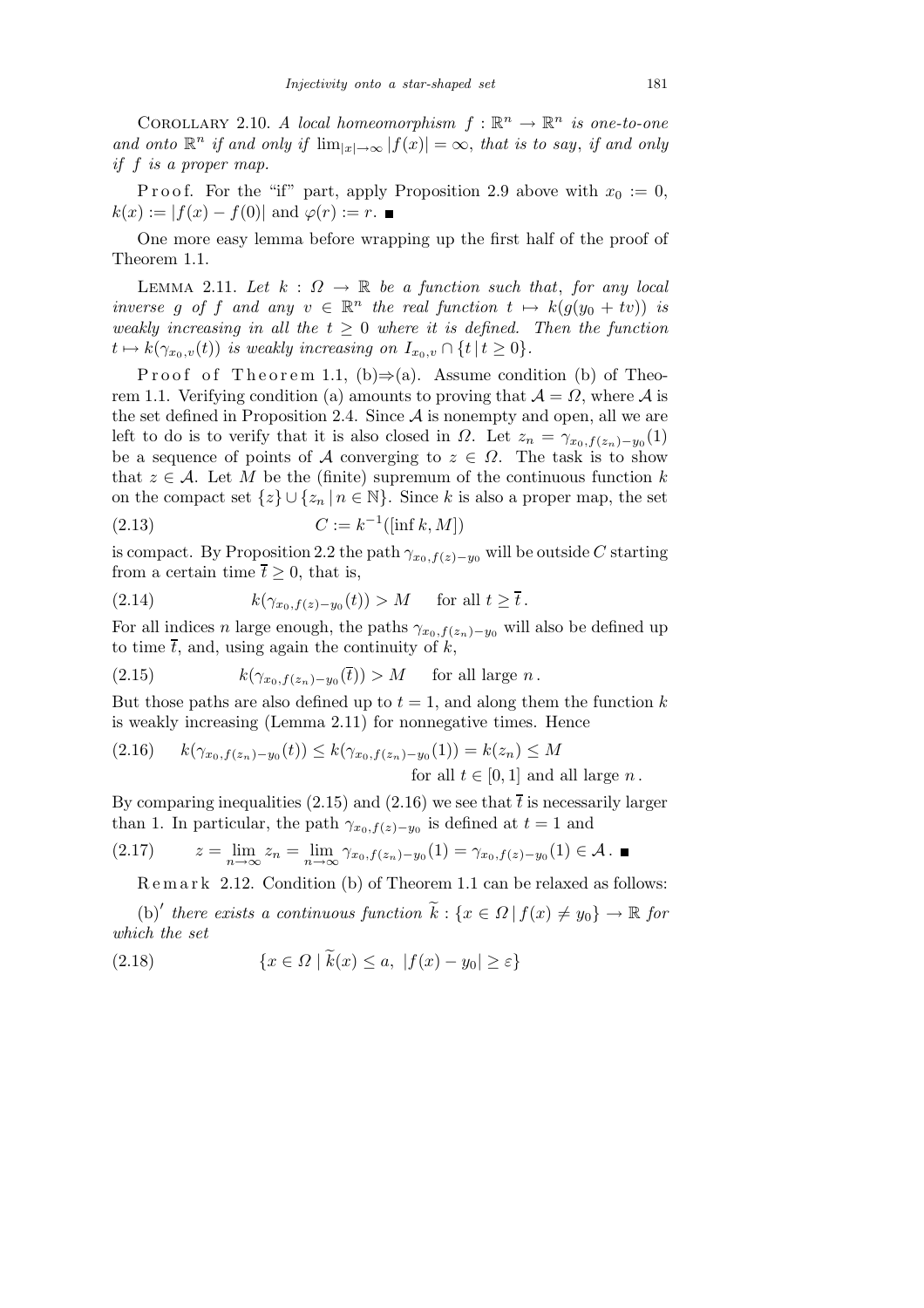COROLLARY 2.10. *A local homeomorphism $f : \mathbb{R}^n \to \mathbb{R}^n$ is one-to-one and onto $\mathbb{R}^n$ if and only if $\lim_{|x|\to\infty} |f(x)| = \infty$, that is to say, if and only if $f$ is a proper map.*

Proof. For the "if" part, apply Proposition 2.9 above with $x_0 := 0$, $k(x) := |f(x) - f(0)|$ and $\varphi(r) := r$. ∎

One more easy lemma before wrapping up the first half of the proof of Theorem 1.1.

LEMMA 2.11. *Let $k : \Omega \to \mathbb{R}$ be a function such that, for any local inverse $g$ of $f$ and any $v \in \mathbb{R}^n$ the real function $t \mapsto k(g(y_0 + tv))$ is weakly increasing in all the $t \geq 0$ where it is defined. Then the function $t \mapsto k(\gamma_{x_0,v}(t))$ is weakly increasing on $I_{x_0,v} \cap \{t \mid t \geq 0\}$.*

Proof of Theorem 1.1, (b)⇒(a). Assume condition (b) of Theorem 1.1. Verifying condition (a) amounts to proving that $\mathcal{A} = \Omega$, where $\mathcal{A}$ is the set defined in Proposition 2.4. Since $\mathcal{A}$ is nonempty and open, all we are left to do is to verify that it is also closed in $\Omega$. Let $z_n = \gamma_{x_0,f(z_n)-y_0}(1)$ be a sequence of points of $\mathcal{A}$ converging to $z \in \Omega$. The task is to show that $z \in \mathcal{A}$. Let $M$ be the (finite) supremum of the continuous function $k$ on the compact set $\{z\} \cup \{z_n \mid n \in \mathbb{N}\}$. Since $k$ is also a proper map, the set

$$C := k^{-1}([\inf k, M]) \tag{2.13}$$

is compact. By Proposition 2.2 the path $\gamma_{x_0,f(z)-y_0}$ will be outside $C$ starting from a certain time $\overline{t} \geq 0$, that is,

$$k(\gamma_{x_0,f(z)-y_0}(t)) > M \quad \text{for all } t \geq \overline{t}\,. \tag{2.14}$$

For all indices $n$ large enough, the paths $\gamma_{x_0,f(z_n)-y_0}$ will also be defined up to time $\overline{t}$, and, using again the continuity of $k$,

$$k(\gamma_{x_0,f(z_n)-y_0}(\overline{t})) > M \quad \text{for all large } n\,. \tag{2.15}$$

But those paths are also defined up to $t = 1$, and along them the function $k$ is weakly increasing (Lemma 2.11) for nonnegative times. Hence

$$k(\gamma_{x_0,f(z_n)-y_0}(t)) \leq k(\gamma_{x_0,f(z_n)-y_0}(1)) = k(z_n) \leq M \quad \text{for all } t \in [0,1] \text{ and all large } n\,. \tag{2.16}$$

By comparing inequalities (2.15) and (2.16) we see that $\overline{t}$ is necessarily larger than 1. In particular, the path $\gamma_{x_0,f(z)-y_0}$ is defined at $t = 1$ and

$$z = \lim_{n\to\infty} z_n = \lim_{n\to\infty} \gamma_{x_0,f(z_n)-y_0}(1) = \gamma_{x_0,f(z)-y_0}(1) \in \mathcal{A}\,. \tag{2.17}$$ ∎

Remark 2.12. Condition (b) of Theorem 1.1 can be relaxed as follows:

(b)′ *there exists a continuous function $\widetilde{k} : \{x \in \Omega \mid f(x) \neq y_0\} \to \mathbb{R}$ for which the set*

$$\{x \in \Omega \mid \widetilde{k}(x) \leq a,\ |f(x) - y_0| \geq \varepsilon\} \tag{2.18}$$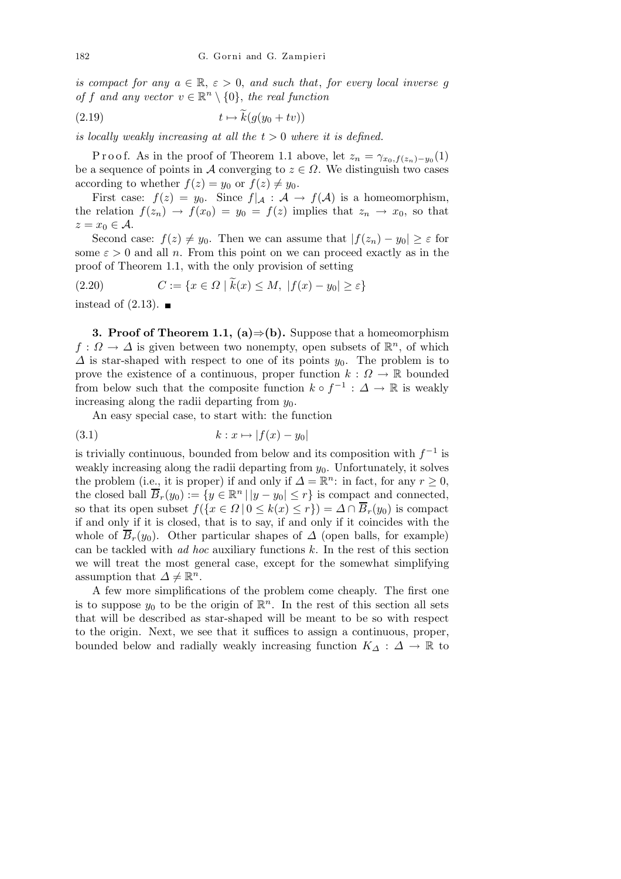*is compact for any $a \in \mathbb{R}$, $\varepsilon > 0$, and such that, for every local inverse $g$ of $f$ and any vector $v \in \mathbb{R}^n \setminus \{0\}$, the real function*

$$t \mapsto \widetilde{k}(g(y_0 + tv)) \tag{2.19}$$

*is locally weakly increasing at all the $t > 0$ where it is defined.*

Proof. As in the proof of Theorem 1.1 above, let $z_n = \gamma_{x_0, f(z_n) - y_0}(1)$ be a sequence of points in $\mathcal{A}$ converging to $z \in \Omega$. We distinguish two cases according to whether $f(z) = y_0$ or $f(z) \neq y_0$.

First case: $f(z) = y_0$. Since $f|_{\mathcal{A}} : \mathcal{A} \to f(\mathcal{A})$ is a homeomorphism, the relation $f(z_n) \to f(x_0) = y_0 = f(z)$ implies that $z_n \to x_0$, so that $z = x_0 \in \mathcal{A}$.

Second case: $f(z) \neq y_0$. Then we can assume that $|f(z_n) - y_0| \geq \varepsilon$ for some $\varepsilon > 0$ and all $n$. From this point on we can proceed exactly as in the proof of Theorem 1.1, with the only provision of setting

$$C := \{x \in \Omega \mid \widetilde{k}(x) \leq M,\ |f(x) - y_0| \geq \varepsilon\} \tag{2.20}$$

instead of (2.13). ∎

**3. Proof of Theorem 1.1, (a)⇒(b).** Suppose that a homeomorphism $f : \Omega \to \Delta$ is given between two nonempty, open subsets of $\mathbb{R}^n$, of which $\Delta$ is star-shaped with respect to one of its points $y_0$. The problem is to prove the existence of a continuous, proper function $k : \Omega \to \mathbb{R}$ bounded from below such that the composite function $k \circ f^{-1} : \Delta \to \mathbb{R}$ is weakly increasing along the radii departing from $y_0$.

An easy special case, to start with: the function

$$k : x \mapsto |f(x) - y_0| \tag{3.1}$$

is trivially continuous, bounded from below and its composition with $f^{-1}$ is weakly increasing along the radii departing from $y_0$. Unfortunately, it solves the problem (i.e., it is proper) if and only if $\Delta = \mathbb{R}^n$: in fact, for any $r \geq 0$, the closed ball $\overline{B}_r(y_0) := \{y \in \mathbb{R}^n \mid |y - y_0| \leq r\}$ is compact and connected, so that its open subset $f(\{x \in \Omega \mid 0 \leq k(x) \leq r\}) = \Delta \cap \overline{B}_r(y_0)$ is compact if and only if it is closed, that is to say, if and only if it coincides with the whole of $\overline{B}_r(y_0)$. Other particular shapes of $\Delta$ (open balls, for example) can be tackled with *ad hoc* auxiliary functions $k$. In the rest of this section we will treat the most general case, except for the somewhat simplifying assumption that $\Delta \neq \mathbb{R}^n$.

A few more simplifications of the problem come cheaply. The first one is to suppose $y_0$ to be the origin of $\mathbb{R}^n$. In the rest of this section all sets that will be described as star-shaped will be meant to be so with respect to the origin. Next, we see that it suffices to assign a continuous, proper, bounded below and radially weakly increasing function $K_\Delta : \Delta \to \mathbb{R}$ to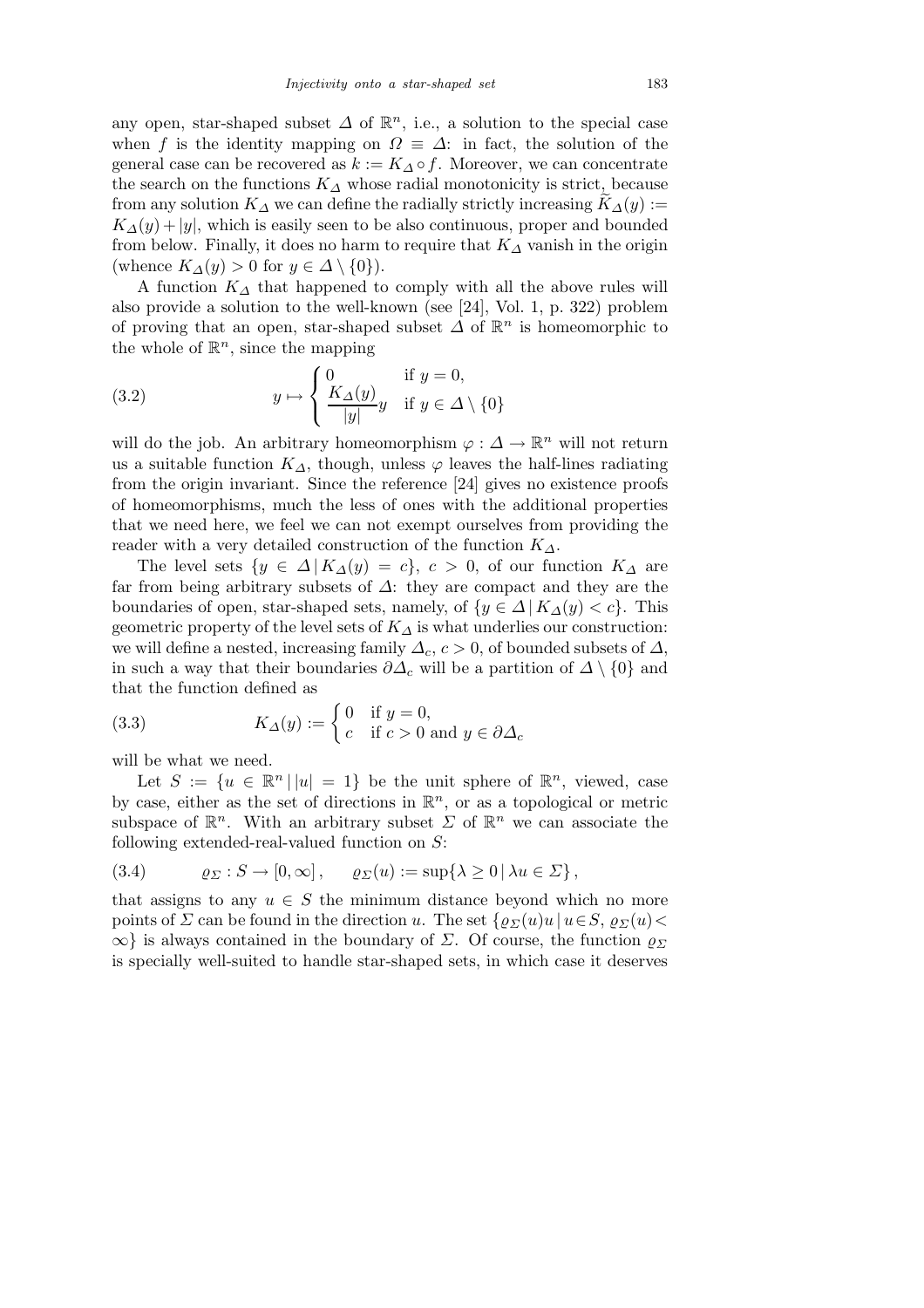any open, star-shaped subset $\varDelta$ of $\mathbb{R}^n$, i.e., a solution to the special case when $f$ is the identity mapping on $\varOmega \equiv \varDelta$: in fact, the solution of the general case can be recovered as $k := K_\varDelta \circ f$. Moreover, we can concentrate the search on the functions $K_\varDelta$ whose radial monotonicity is strict, because from any solution $K_\varDelta$ we can define the radially strictly increasing $\widetilde{K}_\varDelta(y) := K_\varDelta(y) + |y|$, which is easily seen to be also continuous, proper and bounded from below. Finally, it does no harm to require that $K_\varDelta$ vanish in the origin (whence $K_\varDelta(y) > 0$ for $y \in \varDelta \setminus \{0\}$).

A function $K_\varDelta$ that happened to comply with all the above rules will also provide a solution to the well-known (see [24], Vol. 1, p. 322) problem of proving that an open, star-shaped subset $\varDelta$ of $\mathbb{R}^n$ is homeomorphic to the whole of $\mathbb{R}^n$, since the mapping

$$y \mapsto \begin{cases} 0 & \text{if } y = 0, \\ \dfrac{K_\varDelta(y)}{|y|} y & \text{if } y \in \varDelta \setminus \{0\} \end{cases} \tag{3.2}$$

will do the job. An arbitrary homeomorphism $\varphi : \varDelta \to \mathbb{R}^n$ will not return us a suitable function $K_\varDelta$, though, unless $\varphi$ leaves the half-lines radiating from the origin invariant. Since the reference [24] gives no existence proofs of homeomorphisms, much the less of ones with the additional properties that we need here, we feel we can not exempt ourselves from providing the reader with a very detailed construction of the function $K_\varDelta$.

The level sets $\{y \in \varDelta \mid K_\varDelta(y) = c\}$, $c > 0$, of our function $K_\varDelta$ are far from being arbitrary subsets of $\varDelta$: they are compact and they are the boundaries of open, star-shaped sets, namely, of $\{y \in \varDelta \mid K_\varDelta(y) < c\}$. This geometric property of the level sets of $K_\varDelta$ is what underlies our construction: we will define a nested, increasing family $\varDelta_c$, $c > 0$, of bounded subsets of $\varDelta$, in such a way that their boundaries $\partial\varDelta_c$ will be a partition of $\varDelta \setminus \{0\}$ and that the function defined as

$$K_\varDelta(y) := \begin{cases} 0 & \text{if } y = 0, \\ c & \text{if } c > 0 \text{ and } y \in \partial\varDelta_c \end{cases} \tag{3.3}$$

will be what we need.

Let $S := \{u \in \mathbb{R}^n \mid |u| = 1\}$ be the unit sphere of $\mathbb{R}^n$, viewed, case by case, either as the set of directions in $\mathbb{R}^n$, or as a topological or metric subspace of $\mathbb{R}^n$. With an arbitrary subset $\varSigma$ of $\mathbb{R}^n$ we can associate the following extended-real-valued function on $S$:

$$\varrho_\varSigma : S \to [0, \infty], \qquad \varrho_\varSigma(u) := \sup\{\lambda \geq 0 \mid \lambda u \in \varSigma\}, \tag{3.4}$$

that assigns to any $u \in S$ the minimum distance beyond which no more points of $\varSigma$ can be found in the direction $u$. The set $\{\varrho_\varSigma(u)u \mid u \in S,\ \varrho_\varSigma(u) < \infty\}$ is always contained in the boundary of $\varSigma$. Of course, the function $\varrho_\varSigma$ is specially well-suited to handle star-shaped sets, in which case it deserves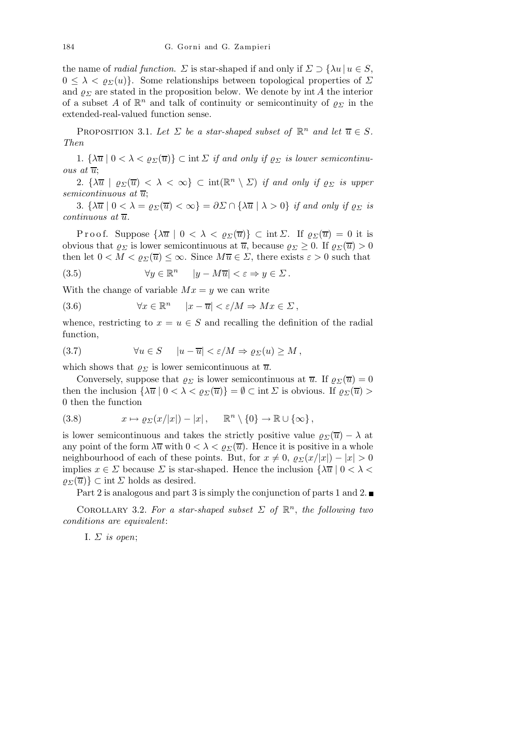the name of *radial function*. $\Sigma$ is star-shaped if and only if $\Sigma \supset \{\lambda u \mid u \in S, 0 \le \lambda < \varrho_\Sigma(u)\}$. Some relationships between topological properties of $\Sigma$ and $\varrho_\Sigma$ are stated in the proposition below. We denote by $\operatorname{int} A$ the interior of a subset $A$ of $\mathbb{R}^n$ and talk of continuity or semicontinuity of $\varrho_\Sigma$ in the extended-real-valued function sense.

PROPOSITION 3.1. *Let $\Sigma$ be a star-shaped subset of $\mathbb{R}^n$ and let $\overline{u} \in S$. Then*

1. *$\{\lambda\overline{u} \mid 0 < \lambda < \varrho_\Sigma(\overline{u})\} \subset \operatorname{int}\Sigma$ if and only if $\varrho_\Sigma$ is lower semicontinuous at $\overline{u}$*;

2. *$\{\lambda\overline{u} \mid \varrho_\Sigma(\overline{u}) < \lambda < \infty\} \subset \operatorname{int}(\mathbb{R}^n \setminus \Sigma)$ if and only if $\varrho_\Sigma$ is upper semicontinuous at $\overline{u}$*;

3. *$\{\lambda\overline{u} \mid 0 < \lambda = \varrho_\Sigma(\overline{u}) < \infty\} = \partial\Sigma \cap \{\lambda\overline{u} \mid \lambda > 0\}$ if and only if $\varrho_\Sigma$ is continuous at $\overline{u}$.*

Proof. Suppose $\{\lambda\overline{u} \mid 0 < \lambda < \varrho_\Sigma(\overline{u})\} \subset \operatorname{int}\Sigma$. If $\varrho_\Sigma(\overline{u}) = 0$ it is obvious that $\varrho_\Sigma$ is lower semicontinuous at $\overline{u}$, because $\varrho_\Sigma \ge 0$. If $\varrho_\Sigma(\overline{u}) > 0$ then let $0 < M < \varrho_\Sigma(\overline{u}) \le \infty$. Since $M\overline{u} \in \Sigma$, there exists $\varepsilon > 0$ such that

$$\forall y \in \mathbb{R}^n \quad |y - M\overline{u}| < \varepsilon \Rightarrow y \in \Sigma\,. \tag{3.5}$$

With the change of variable $Mx = y$ we can write

$$\forall x \in \mathbb{R}^n \quad |x - \overline{u}| < \varepsilon/M \Rightarrow Mx \in \Sigma\,, \tag{3.6}$$

whence, restricting to $x = u \in S$ and recalling the definition of the radial function,

$$\forall u \in S \quad |u - \overline{u}| < \varepsilon/M \Rightarrow \varrho_\Sigma(u) \ge M\,, \tag{3.7}$$

which shows that $\varrho_\Sigma$ is lower semicontinuous at $\overline{u}$.

Conversely, suppose that $\varrho_\Sigma$ is lower semicontinuous at $\overline{u}$. If $\varrho_\Sigma(\overline{u}) = 0$ then the inclusion $\{\lambda\overline{u} \mid 0 < \lambda < \varrho_\Sigma(\overline{u})\} = \emptyset \subset \operatorname{int}\Sigma$ is obvious. If $\varrho_\Sigma(\overline{u}) > 0$ then the function

$$x \mapsto \varrho_\Sigma(x/|x|) - |x|\,, \qquad \mathbb{R}^n \setminus \{0\} \to \mathbb{R} \cup \{\infty\}\,, \tag{3.8}$$

is lower semicontinuous and takes the strictly positive value $\varrho_\Sigma(\overline{u}) - \lambda$ at any point of the form $\lambda\overline{u}$ with $0 < \lambda < \varrho_\Sigma(\overline{u})$. Hence it is positive in a whole neighbourhood of each of these points. But, for $x \ne 0$, $\varrho_\Sigma(x/|x|) - |x| > 0$ implies $x \in \Sigma$ because $\Sigma$ is star-shaped. Hence the inclusion $\{\lambda\overline{u} \mid 0 < \lambda < \varrho_\Sigma(\overline{u})\} \subset \operatorname{int}\Sigma$ holds as desired.

Part 2 is analogous and part 3 is simply the conjunction of parts 1 and 2. ∎

COROLLARY 3.2. *For a star-shaped subset $\Sigma$ of $\mathbb{R}^n$, the following two conditions are equivalent*:

I. *$\Sigma$ is open*;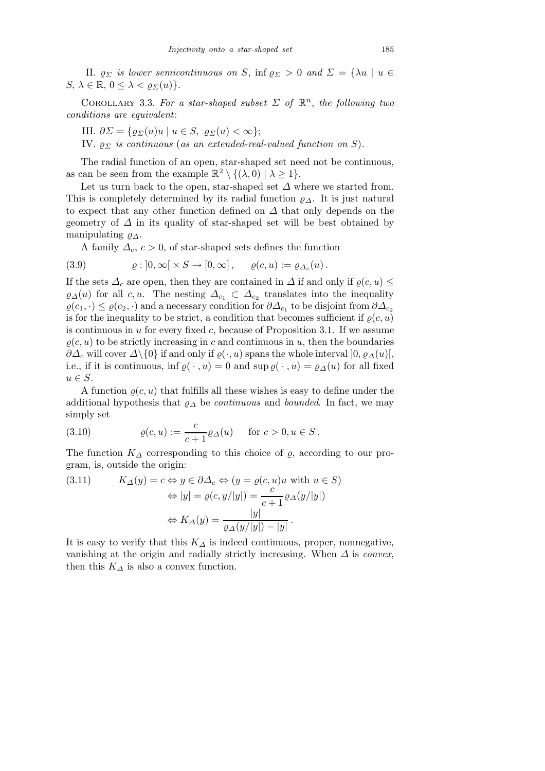II. $\varrho_\Sigma$ *is lower semicontinuous on* $S$, $\inf \varrho_\Sigma > 0$ *and* $\Sigma = \{\lambda u \mid u \in S,\ \lambda \in \mathbb{R},\ 0 \le \lambda < \varrho_\Sigma(u)\}$.

Corollary 3.3. *For a star-shaped subset* $\Sigma$ *of* $\mathbb{R}^n$, *the following two conditions are equivalent*:

III. $\partial\Sigma = \{\varrho_\Sigma(u)u \mid u \in S,\ \varrho_\Sigma(u) < \infty\}$;

IV. $\varrho_\Sigma$ *is continuous* (*as an extended-real-valued function on* $S$).

The radial function of an open, star-shaped set need not be continuous, as can be seen from the example $\mathbb{R}^2 \setminus \{(\lambda, 0) \mid \lambda \ge 1\}$.

Let us turn back to the open, star-shaped set $\Delta$ where we started from. This is completely determined by its radial function $\varrho_\Delta$. It is just natural to expect that any other function defined on $\Delta$ that only depends on the geometry of $\Delta$ in its quality of star-shaped set will be best obtained by manipulating $\varrho_\Delta$.

A family $\Delta_c$, $c > 0$, of star-shaped sets defines the function

$$\varrho : ]0,\infty[ \times S \to [0,\infty]\,, \qquad \varrho(c,u) := \varrho_{\Delta_c}(u)\,. \tag{3.9}$$

If the sets $\Delta_c$ are open, then they are contained in $\Delta$ if and only if $\varrho(c,u) \le \varrho_\Delta(u)$ for all $c, u$. The nesting $\Delta_{c_1} \subset \Delta_{c_2}$ translates into the inequality $\varrho(c_1,\cdot) \le \varrho(c_2,\cdot)$ and a necessary condition for $\partial\Delta_{c_1}$ to be disjoint from $\partial\Delta_{c_2}$ is for the inequality to be strict, a condition that becomes sufficient if $\varrho(c,u)$ is continuous in $u$ for every fixed $c$, because of Proposition 3.1. If we assume $\varrho(c,u)$ to be strictly increasing in $c$ and continuous in $u$, then the boundaries $\partial\Delta_c$ will cover $\Delta\setminus\{0\}$ if and only if $\varrho(\cdot,u)$ spans the whole interval $]0,\varrho_\Delta(u)[$, i.e., if it is continuous, $\inf \varrho(\,\cdot\,,u) = 0$ and $\sup \varrho(\,\cdot\,,u) = \varrho_\Delta(u)$ for all fixed $u \in S$.

A function $\varrho(c,u)$ that fulfills all these wishes is easy to define under the additional hypothesis that $\varrho_\Delta$ be *continuous* and *bounded*. In fact, we may simply set

$$\varrho(c,u) := \frac{c}{c+1}\varrho_\Delta(u) \qquad \text{for } c > 0, u \in S\,. \tag{3.10}$$

The function $K_\Delta$ corresponding to this choice of $\varrho$, according to our program, is, outside the origin:

$$\begin{aligned} K_\Delta(y) = c &\Leftrightarrow y \in \partial\Delta_c \Leftrightarrow (y = \varrho(c,u)u \text{ with } u \in S) \\ &\Leftrightarrow |y| = \varrho(c, y/|y|) = \frac{c}{c+1}\varrho_\Delta(y/|y|) \\ &\Leftrightarrow K_\Delta(y) = \frac{|y|}{\varrho_\Delta(y/|y|) - |y|}\,. \end{aligned} \tag{3.11}$$

It is easy to verify that this $K_\Delta$ is indeed continuous, proper, nonnegative, vanishing at the origin and radially strictly increasing. When $\Delta$ is *convex*, then this $K_\Delta$ is also a convex function.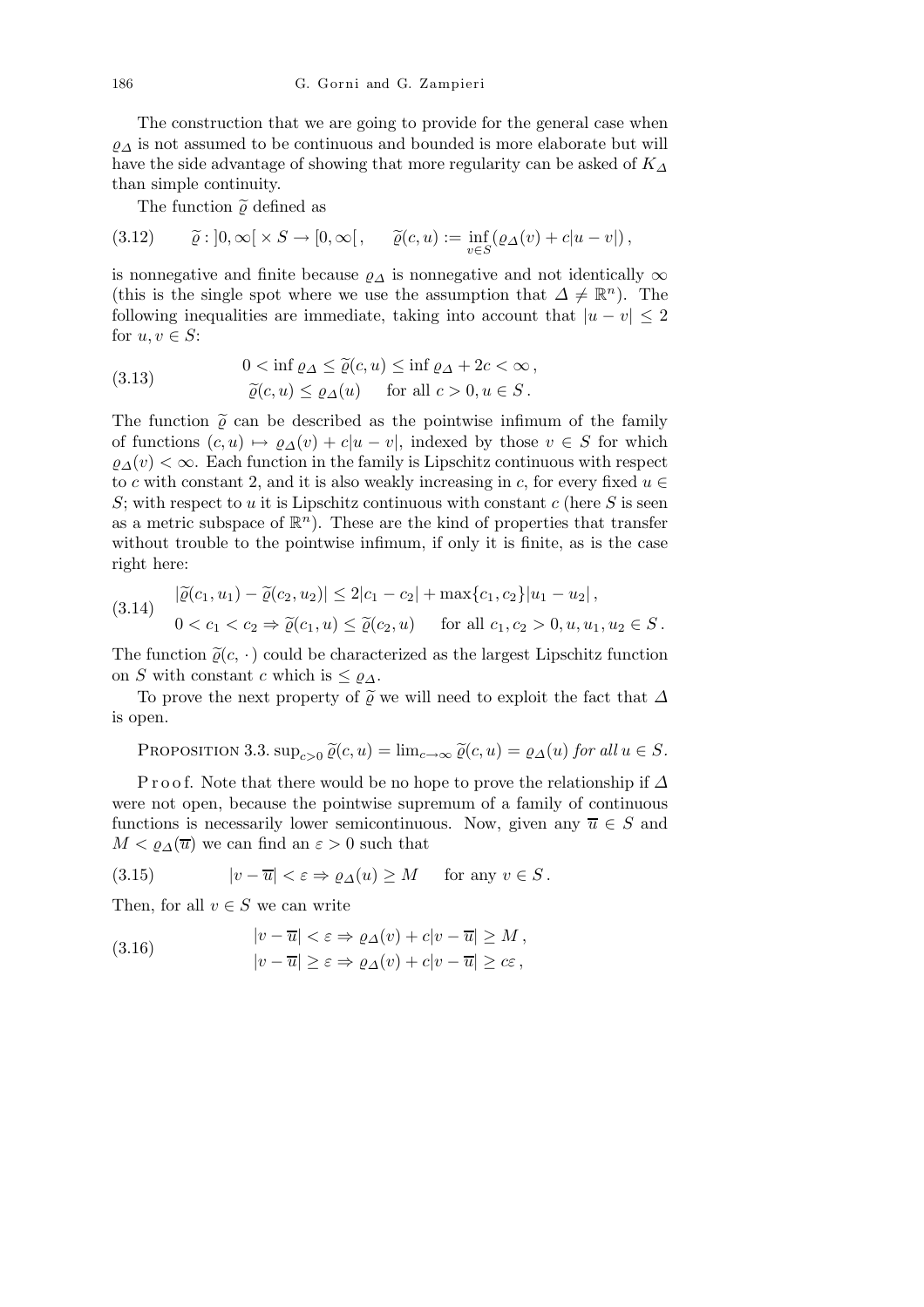The construction that we are going to provide for the general case when $\varrho_\Delta$ is not assumed to be continuous and bounded is more elaborate but will have the side advantage of showing that more regularity can be asked of $K_\Delta$ than simple continuity.

The function $\widetilde{\varrho}$ defined as

$$\widetilde{\varrho} : ]0,\infty[\, \times S \to [0,\infty[\,, \qquad \widetilde{\varrho}(c,u) := \inf_{v\in S}(\varrho_\Delta(v) + c|u-v|)\,, \tag{3.12}$$

is nonnegative and finite because $\varrho_\Delta$ is nonnegative and not identically $\infty$ (this is the single spot where we use the assumption that $\Delta \neq \mathbb{R}^n$). The following inequalities are immediate, taking into account that $|u-v| \leq 2$ for $u, v \in S$:

$$\begin{aligned} &0 < \inf \varrho_\Delta \leq \widetilde{\varrho}(c,u) \leq \inf \varrho_\Delta + 2c < \infty\,, \\ &\widetilde{\varrho}(c,u) \leq \varrho_\Delta(u) \quad \text{ for all } c > 0, u \in S\,. \end{aligned} \tag{3.13}$$

The function $\widetilde{\varrho}$ can be described as the pointwise infimum of the family of functions $(c,u) \mapsto \varrho_\Delta(v) + c|u-v|$, indexed by those $v \in S$ for which $\varrho_\Delta(v) < \infty$. Each function in the family is Lipschitz continuous with respect to $c$ with constant 2, and it is also weakly increasing in $c$, for every fixed $u \in S$; with respect to $u$ it is Lipschitz continuous with constant $c$ (here $S$ is seen as a metric subspace of $\mathbb{R}^n$). These are the kind of properties that transfer without trouble to the pointwise infimum, if only it is finite, as is the case right here:

$$\begin{aligned} &|\widetilde{\varrho}(c_1,u_1) - \widetilde{\varrho}(c_2,u_2)| \leq 2|c_1 - c_2| + \max\{c_1,c_2\}|u_1 - u_2|\,, \\ &0 < c_1 < c_2 \Rightarrow \widetilde{\varrho}(c_1,u) \leq \widetilde{\varrho}(c_2,u) \quad \text{ for all } c_1, c_2 > 0, u, u_1, u_2 \in S\,. \end{aligned} \tag{3.14}$$

The function $\widetilde{\varrho}(c,\cdot\,)$ could be characterized as the largest Lipschitz function on $S$ with constant $c$ which is $\leq \varrho_\Delta$.

To prove the next property of $\widetilde{\varrho}$ we will need to exploit the fact that $\Delta$ is open.

PROPOSITION 3.3. $\sup_{c>0} \widetilde{\varrho}(c,u) = \lim_{c\to\infty} \widetilde{\varrho}(c,u) = \varrho_\Delta(u)$ *for all* $u \in S$.

*Proof.* Note that there would be no hope to prove the relationship if $\Delta$ were not open, because the pointwise supremum of a family of continuous functions is necessarily lower semicontinuous. Now, given any $\overline{u} \in S$ and $M < \varrho_\Delta(\overline{u})$ we can find an $\varepsilon > 0$ such that

$$|v - \overline{u}| < \varepsilon \Rightarrow \varrho_\Delta(u) \geq M \quad \text{ for any } v \in S\,. \tag{3.15}$$

Then, for all $v \in S$ we can write

$$\begin{aligned} &|v - \overline{u}| < \varepsilon \Rightarrow \varrho_\Delta(v) + c|v - \overline{u}| \geq M\,, \\ &|v - \overline{u}| \geq \varepsilon \Rightarrow \varrho_\Delta(v) + c|v - \overline{u}| \geq c\varepsilon\,, \end{aligned} \tag{3.16}$$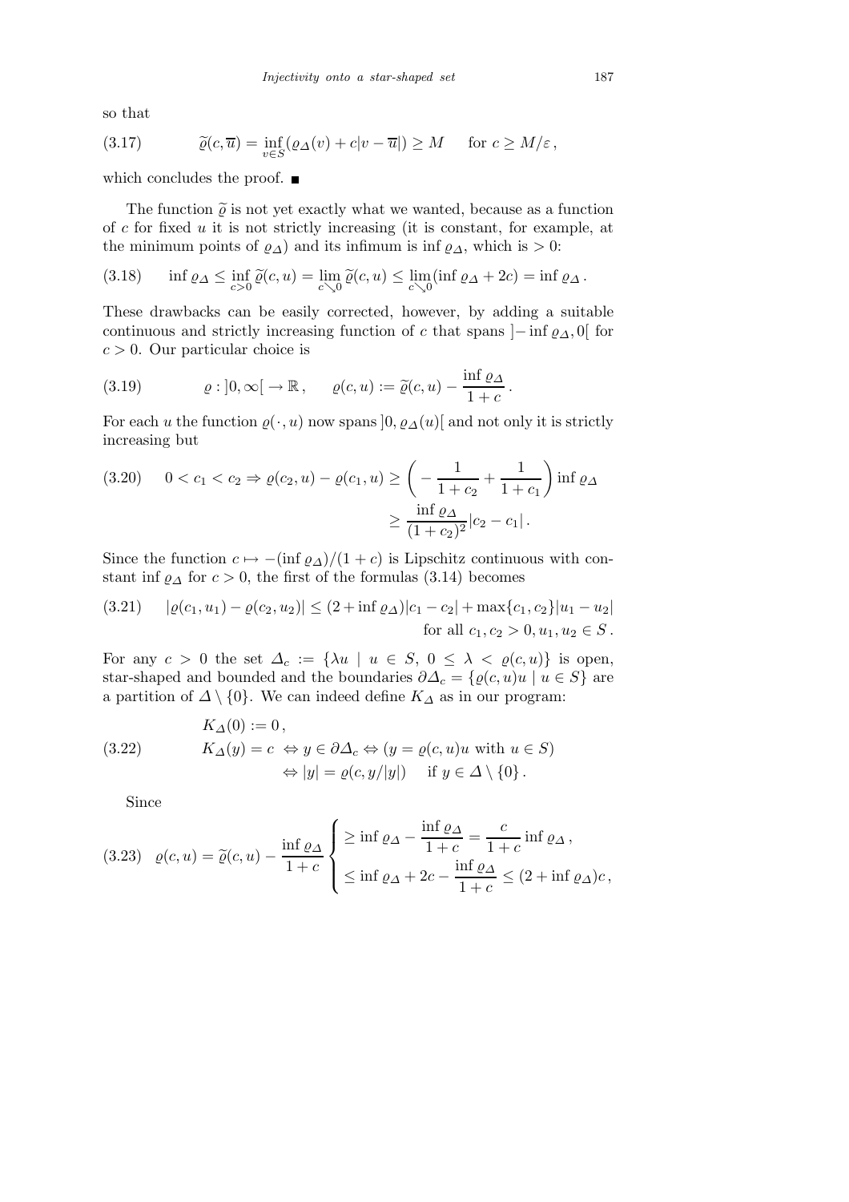so that

$$\widetilde{\varrho}(c,\overline{u}) = \inf_{v\in S}(\varrho_\Delta(v) + c|v-\overline{u}|) \geq M \quad \text{for } c \geq M/\varepsilon\,, \tag{3.17}$$

which concludes the proof. ■

The function $\widetilde{\varrho}$ is not yet exactly what we wanted, because as a function of $c$ for fixed $u$ it is not strictly increasing (it is constant, for example, at the minimum points of $\varrho_\Delta$) and its infimum is $\inf \varrho_\Delta$, which is $> 0$:

$$\inf \varrho_\Delta \leq \inf_{c>0} \widetilde{\varrho}(c,u) = \lim_{c\searrow 0} \widetilde{\varrho}(c,u) \leq \lim_{c\searrow 0}(\inf \varrho_\Delta + 2c) = \inf \varrho_\Delta\,. \tag{3.18}$$

These drawbacks can be easily corrected, however, by adding a suitable continuous and strictly increasing function of $c$ that spans $]-\inf \varrho_\Delta, 0[$ for $c > 0$. Our particular choice is

$$\varrho : ]0,\infty[ \to \mathbb{R}\,, \qquad \varrho(c,u) := \widetilde{\varrho}(c,u) - \frac{\inf \varrho_\Delta}{1+c}\,. \tag{3.19}$$

For each $u$ the function $\varrho(\cdot,u)$ now spans $]0,\varrho_\Delta(u)[$ and not only it is strictly increasing but

$$0 < c_1 < c_2 \Rightarrow \varrho(c_2,u) - \varrho(c_1,u) \geq \left(-\frac{1}{1+c_2} + \frac{1}{1+c_1}\right)\inf \varrho_\Delta \geq \frac{\inf \varrho_\Delta}{(1+c_2)^2}|c_2 - c_1|\,. \tag{3.20}$$

Since the function $c \mapsto -(\inf \varrho_\Delta)/(1+c)$ is Lipschitz continuous with constant $\inf \varrho_\Delta$ for $c > 0$, the first of the formulas (3.14) becomes

$$|\varrho(c_1,u_1) - \varrho(c_2,u_2)| \leq (2 + \inf \varrho_\Delta)|c_1 - c_2| + \max\{c_1,c_2\}|u_1 - u_2| \quad \text{for all } c_1,c_2 > 0, u_1,u_2 \in S\,. \tag{3.21}$$

For any $c > 0$ the set $\Delta_c := \{\lambda u \mid u \in S,\ 0 \leq \lambda < \varrho(c,u)\}$ is open, star-shaped and bounded and the boundaries $\partial\Delta_c = \{\varrho(c,u)u \mid u \in S\}$ are a partition of $\Delta \setminus \{0\}$. We can indeed define $K_\Delta$ as in our program:

$$\begin{aligned} &K_\Delta(0) := 0\,,\\ &K_\Delta(y) = c \ \Leftrightarrow y \in \partial\Delta_c \Leftrightarrow (y = \varrho(c,u)u \text{ with } u \in S)\\ &\qquad\qquad \Leftrightarrow |y| = \varrho(c, y/|y|) \quad \text{if } y \in \Delta \setminus \{0\}\,. \end{aligned} \tag{3.22}$$

Since

$$\varrho(c,u) = \widetilde{\varrho}(c,u) - \frac{\inf \varrho_\Delta}{1+c} \begin{cases} \geq \inf \varrho_\Delta - \dfrac{\inf \varrho_\Delta}{1+c} = \dfrac{c}{1+c}\inf \varrho_\Delta\,,\\[2mm] \leq \inf \varrho_\Delta + 2c - \dfrac{\inf \varrho_\Delta}{1+c} \leq (2 + \inf \varrho_\Delta)c\,, \end{cases} \tag{3.23}$$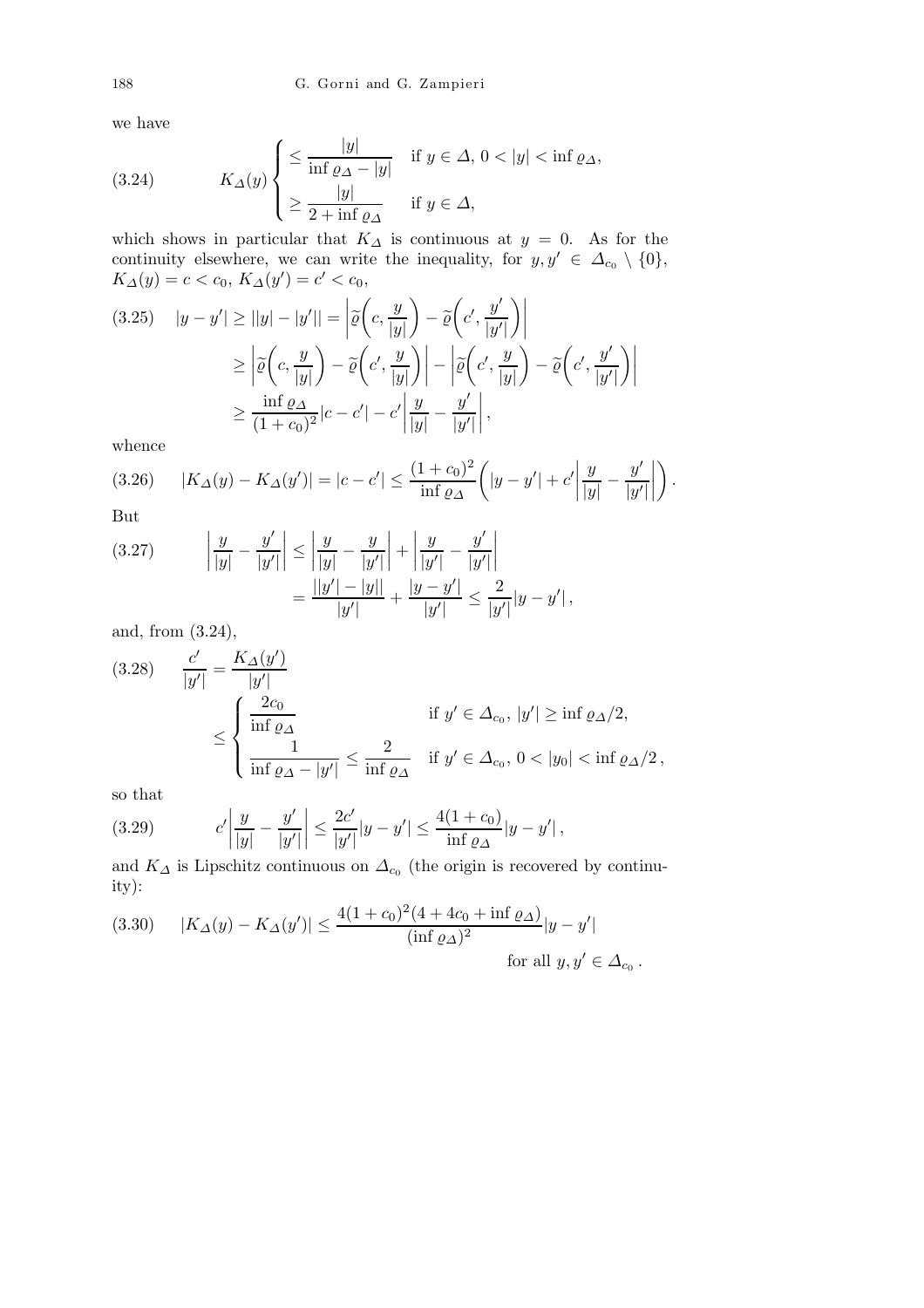we have

$$
K_\Delta(y) \begin{cases} \leq \dfrac{|y|}{\inf \varrho_\Delta - |y|} & \text{if } y \in \Delta,\ 0 < |y| < \inf \varrho_\Delta, \\[2ex] \geq \dfrac{|y|}{2 + \inf \varrho_\Delta} & \text{if } y \in \Delta, \end{cases} \tag{3.24}
$$

which shows in particular that $K_\Delta$ is continuous at $y = 0$. As for the continuity elsewhere, we can write the inequality, for $y, y' \in \Delta_{c_0} \setminus \{0\}$, $K_\Delta(y) = c < c_0$, $K_\Delta(y') = c' < c_0$,

$$
\begin{aligned}
|y - y'| \geq ||y| - |y'|| &= \left| \widetilde{\varrho}\left(c, \frac{y}{|y|}\right) - \widetilde{\varrho}\left(c', \frac{y'}{|y'|}\right) \right| \\
&\geq \left| \widetilde{\varrho}\left(c, \frac{y}{|y|}\right) - \widetilde{\varrho}\left(c', \frac{y}{|y|}\right) \right| - \left| \widetilde{\varrho}\left(c', \frac{y}{|y|}\right) - \widetilde{\varrho}\left(c', \frac{y'}{|y'|}\right) \right| \\
&\geq \frac{\inf \varrho_\Delta}{(1 + c_0)^2} |c - c'| - c' \left| \frac{y}{|y|} - \frac{y'}{|y'|} \right| ,
\end{aligned} \tag{3.25}
$$

whence

$$
|K_\Delta(y) - K_\Delta(y')| = |c - c'| \leq \frac{(1 + c_0)^2}{\inf \varrho_\Delta} \left( |y - y'| + c' \left| \frac{y}{|y|} - \frac{y'}{|y'|} \right| \right). \tag{3.26}
$$

But

$$
\begin{aligned}
\left| \frac{y}{|y|} - \frac{y'}{|y'|} \right| &\leq \left| \frac{y}{|y|} - \frac{y}{|y'|} \right| + \left| \frac{y}{|y'|} - \frac{y'}{|y'|} \right| \\
&= \frac{||y'| - |y||}{|y'|} + \frac{|y - y'|}{|y'|} \leq \frac{2}{|y'|} |y - y'| ,
\end{aligned} \tag{3.27}
$$

and, from (3.24),

$$
\begin{aligned}
\frac{c'}{|y'|} &= \frac{K_\Delta(y')}{|y'|} \\
&\leq \begin{cases} \dfrac{2c_0}{\inf \varrho_\Delta} & \text{if } y' \in \Delta_{c_0},\ |y'| \geq \inf \varrho_\Delta / 2, \\[2ex] \dfrac{1}{\inf \varrho_\Delta - |y'|} \leq \dfrac{2}{\inf \varrho_\Delta} & \text{if } y' \in \Delta_{c_0},\ 0 < |y_0| < \inf \varrho_\Delta / 2 , \end{cases}
\end{aligned} \tag{3.28}
$$

so that

$$
c' \left| \frac{y}{|y|} - \frac{y'}{|y'|} \right| \leq \frac{2c'}{|y'|} |y - y'| \leq \frac{4(1 + c_0)}{\inf \varrho_\Delta} |y - y'| , \tag{3.29}
$$

and $K_\Delta$ is Lipschitz continuous on $\Delta_{c_0}$ (the origin is recovered by continuity):

$$
|K_\Delta(y) - K_\Delta(y')| \leq \frac{4(1 + c_0)^2 (4 + 4c_0 + \inf \varrho_\Delta)}{(\inf \varrho_\Delta)^2} |y - y'| \quad \text{for all } y, y' \in \Delta_{c_0} . \tag{3.30}
$$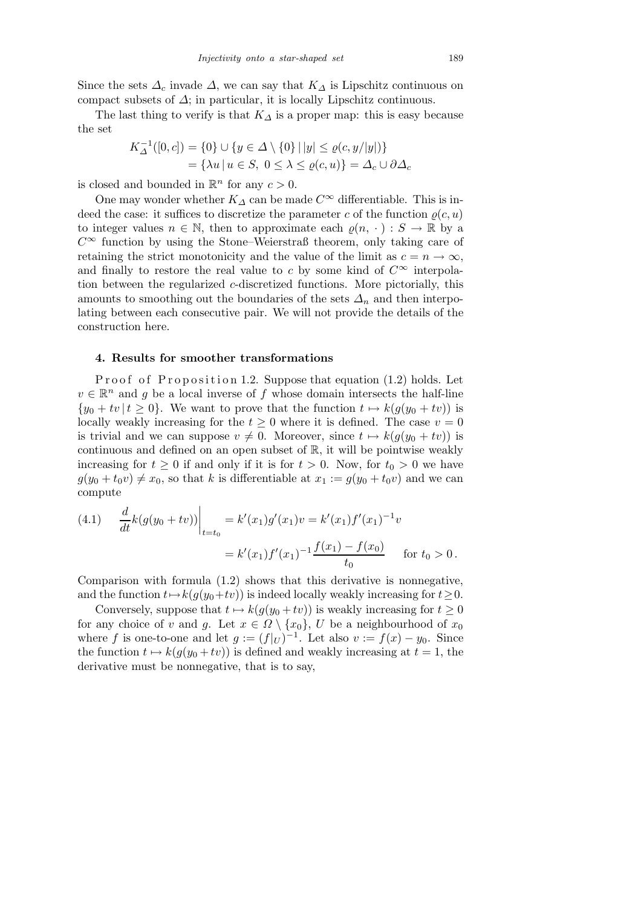Since the sets $\Delta_c$ invade $\Delta$, we can say that $K_\Delta$ is Lipschitz continuous on compact subsets of $\Delta$; in particular, it is locally Lipschitz continuous.

The last thing to verify is that $K_\Delta$ is a proper map: this is easy because the set

$$
\begin{aligned}
K_\Delta^{-1}([0,c]) &= \{0\} \cup \{y \in \Delta \setminus \{0\} \mid |y| \le \varrho(c, y/|y|)\} \\
&= \{\lambda u \mid u \in S,\ 0 \le \lambda \le \varrho(c,u)\} = \Delta_c \cup \partial\Delta_c
\end{aligned}
$$

is closed and bounded in $\mathbb{R}^n$ for any $c > 0$.

One may wonder whether $K_\Delta$ can be made $C^\infty$ differentiable. This is indeed the case: it suffices to discretize the parameter $c$ of the function $\varrho(c,u)$ to integer values $n \in \mathbb{N}$, then to approximate each $\varrho(n,\cdot\,): S \to \mathbb{R}$ by a $C^\infty$ function by using the Stone–Weierstraß theorem, only taking care of retaining the strict monotonicity and the value of the limit as $c = n \to \infty$, and finally to restore the real value to $c$ by some kind of $C^\infty$ interpolation between the regularized $c$-discretized functions. More pictorially, this amounts to smoothing out the boundaries of the sets $\Delta_n$ and then interpolating between each consecutive pair. We will not provide the details of the construction here.

## 4. Results for smoother transformations

Proof of Proposition 1.2. Suppose that equation (1.2) holds. Let $v \in \mathbb{R}^n$ and $g$ be a local inverse of $f$ whose domain intersects the half-line $\{y_0 + tv \mid t \ge 0\}$. We want to prove that the function $t \mapsto k(g(y_0 + tv))$ is locally weakly increasing for the $t \ge 0$ where it is defined. The case $v = 0$ is trivial and we can suppose $v \ne 0$. Moreover, since $t \mapsto k(g(y_0 + tv))$ is continuous and defined on an open subset of $\mathbb{R}$, it will be pointwise weakly increasing for $t \ge 0$ if and only if it is for $t > 0$. Now, for $t_0 > 0$ we have $g(y_0 + t_0 v) \ne x_0$, so that $k$ is differentiable at $x_1 := g(y_0 + t_0 v)$ and we can compute

$$
\begin{aligned}
\text{(4.1)} \qquad \frac{d}{dt} k(g(y_0 + tv))\bigg|_{t=t_0} &= k'(x_1) g'(x_1) v = k'(x_1) f'(x_1)^{-1} v \\
&= k'(x_1) f'(x_1)^{-1} \frac{f(x_1) - f(x_0)}{t_0} \qquad \text{for } t_0 > 0\,.
\end{aligned}
$$

Comparison with formula (1.2) shows that this derivative is nonnegative, and the function $t \mapsto k(g(y_0 + tv))$ is indeed locally weakly increasing for $t \ge 0$.

Conversely, suppose that $t \mapsto k(g(y_0 + tv))$ is weakly increasing for $t \ge 0$ for any choice of $v$ and $g$. Let $x \in \Omega \setminus \{x_0\}$, $U$ be a neighbourhood of $x_0$ where $f$ is one-to-one and let $g := (f|_U)^{-1}$. Let also $v := f(x) - y_0$. Since the function $t \mapsto k(g(y_0 + tv))$ is defined and weakly increasing at $t = 1$, the derivative must be nonnegative, that is to say,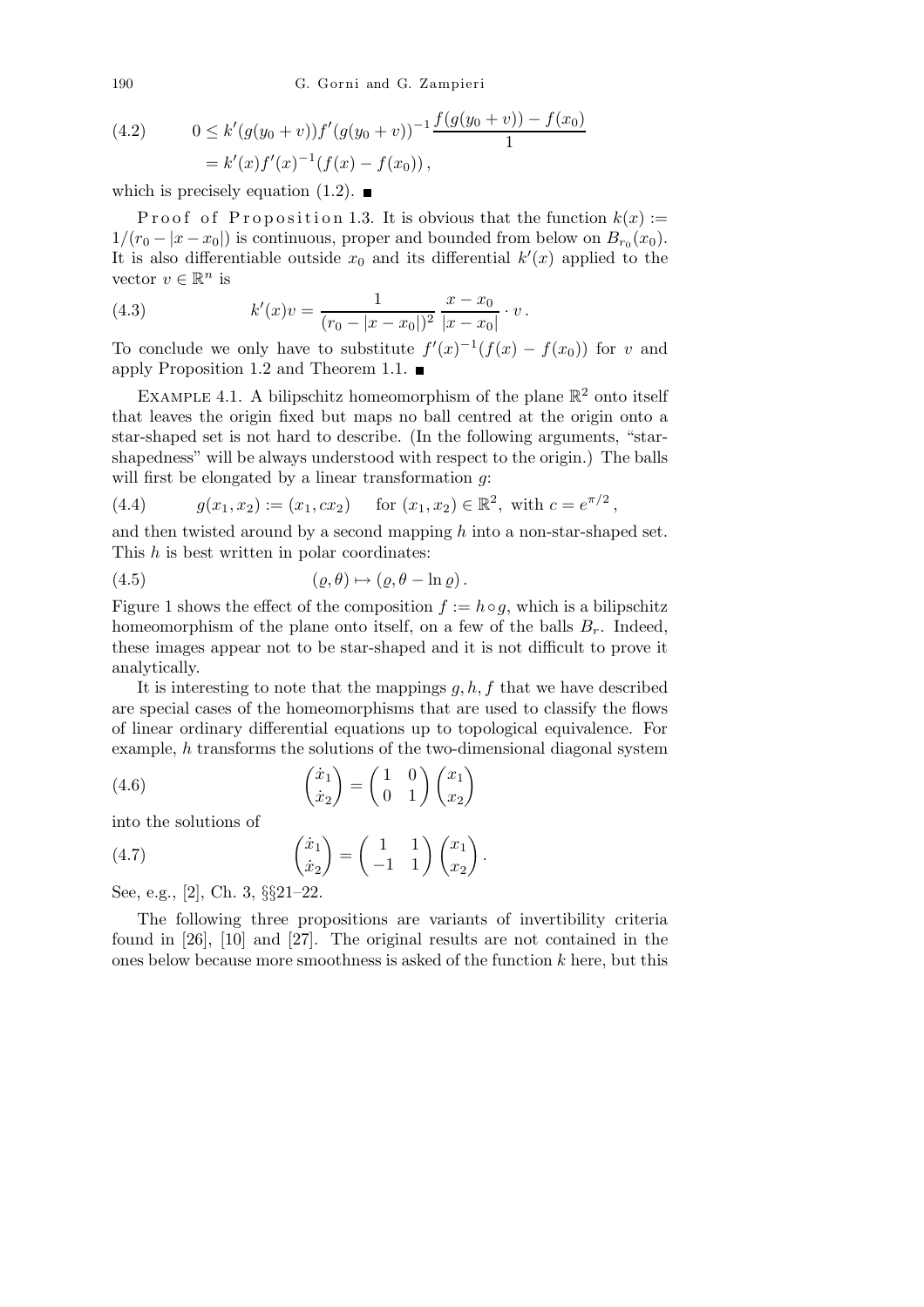$$0 \le k'(g(y_0+v))f'(g(y_0+v))^{-1}\frac{f(g(y_0+v)) - f(x_0)}{1} = k'(x)f'(x)^{-1}(f(x) - f(x_0)), \tag{4.2}$$

which is precisely equation (1.2). ∎

Proof of Proposition 1.3. It is obvious that the function $k(x) := 1/(r_0 - |x - x_0|)$ is continuous, proper and bounded from below on $B_{r_0}(x_0)$. It is also differentiable outside $x_0$ and its differential $k'(x)$ applied to the vector $v \in \mathbb{R}^n$ is

$$k'(x)v = \frac{1}{(r_0 - |x - x_0|)^2}\,\frac{x - x_0}{|x - x_0|}\cdot v\,. \tag{4.3}$$

To conclude we only have to substitute $f'(x)^{-1}(f(x) - f(x_0))$ for $v$ and apply Proposition 1.2 and Theorem 1.1. ∎

Example 4.1. A bilipschitz homeomorphism of the plane $\mathbb{R}^2$ onto itself that leaves the origin fixed but maps no ball centred at the origin onto a star-shaped set is not hard to describe. (In the following arguments, "star-shapedness" will be always understood with respect to the origin.) The balls will first be elongated by a linear transformation $g$:

$$g(x_1, x_2) := (x_1, cx_2) \quad \text{for } (x_1, x_2) \in \mathbb{R}^2, \text{ with } c = e^{\pi/2}\,, \tag{4.4}$$

and then twisted around by a second mapping $h$ into a non-star-shaped set. This $h$ is best written in polar coordinates:

$$(\varrho, \theta) \mapsto (\varrho, \theta - \ln \varrho)\,. \tag{4.5}$$

Figure 1 shows the effect of the composition $f := h \circ g$, which is a bilipschitz homeomorphism of the plane onto itself, on a few of the balls $B_r$. Indeed, these images appear not to be star-shaped and it is not difficult to prove it analytically.

It is interesting to note that the mappings $g, h, f$ that we have described are special cases of the homeomorphisms that are used to classify the flows of linear ordinary differential equations up to topological equivalence. For example, $h$ transforms the solutions of the two-dimensional diagonal system

$$\begin{pmatrix}\dot{x}_1\\ \dot{x}_2\end{pmatrix} = \begin{pmatrix}1 & 0\\ 0 & 1\end{pmatrix}\begin{pmatrix}x_1\\ x_2\end{pmatrix} \tag{4.6}$$

into the solutions of

$$\begin{pmatrix}\dot{x}_1\\ \dot{x}_2\end{pmatrix} = \begin{pmatrix}1 & 1\\ -1 & 1\end{pmatrix}\begin{pmatrix}x_1\\ x_2\end{pmatrix}. \tag{4.7}$$

See, e.g., [2], Ch. 3, §§21–22.

The following three propositions are variants of invertibility criteria found in [26], [10] and [27]. The original results are not contained in the ones below because more smoothness is asked of the function $k$ here, but this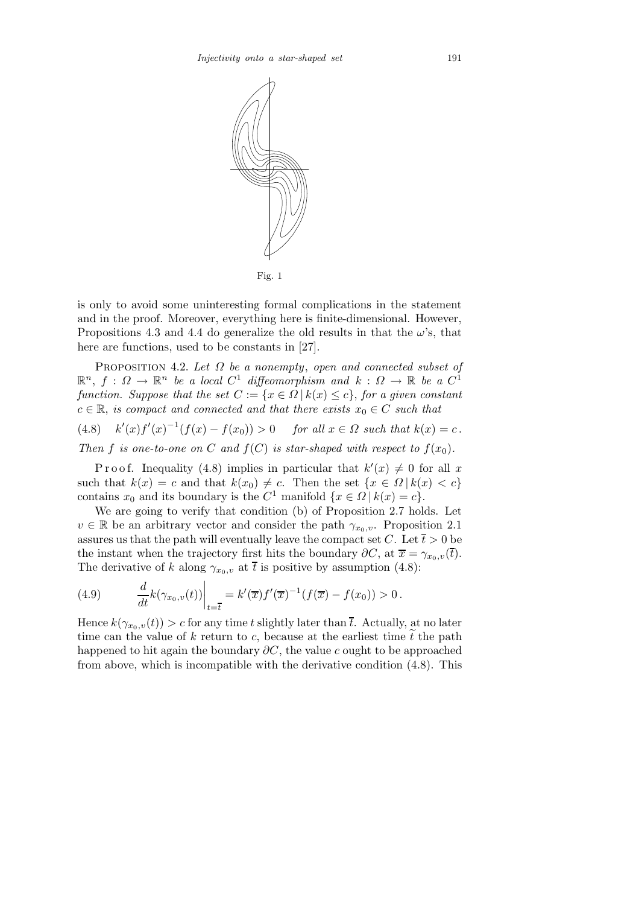Fig. 1

is only to avoid some uninteresting formal complications in the statement and in the proof. Moreover, everything here is finite-dimensional. However, Propositions 4.3 and 4.4 do generalize the old results in that the $\omega$'s, that here are functions, used to be constants in [27].

Proposition 4.2. *Let $\Omega$ be a nonempty, open and connected subset of $\mathbb{R}^n$, $f : \Omega \to \mathbb{R}^n$ be a local $C^1$ diffeomorphism and $k : \Omega \to \mathbb{R}$ be a $C^1$ function. Suppose that the set $C := \{x \in \Omega \mid k(x) \le c\}$, for a given constant $c \in \mathbb{R}$, is compact and connected and that there exists $x_0 \in C$ such that*

$$(4.8) \quad k'(x)f'(x)^{-1}(f(x) - f(x_0)) > 0 \quad \text{for all } x \in \Omega \text{ such that } k(x) = c\,.$$

*Then $f$ is one-to-one on $C$ and $f(C)$ is star-shaped with respect to $f(x_0)$.*

Proof. Inequality (4.8) implies in particular that $k'(x) \neq 0$ for all $x$ such that $k(x) = c$ and that $k(x_0) \neq c$. Then the set $\{x \in \Omega \mid k(x) < c\}$ contains $x_0$ and its boundary is the $C^1$ manifold $\{x \in \Omega \mid k(x) = c\}$.

We are going to verify that condition (b) of Proposition 2.7 holds. Let $v \in \mathbb{R}$ be an arbitrary vector and consider the path $\gamma_{x_0,v}$. Proposition 2.1 assures us that the path will eventually leave the compact set $C$. Let $\overline{t} > 0$ be the instant when the trajectory first hits the boundary $\partial C$, at $\overline{x} = \gamma_{x_0,v}(\overline{t})$. The derivative of $k$ along $\gamma_{x_0,v}$ at $\overline{t}$ is positive by assumption (4.8):

$$(4.9) \qquad \left.\frac{d}{dt}k(\gamma_{x_0,v}(t))\right|_{t=\overline{t}} = k'(\overline{x})f'(\overline{x})^{-1}(f(\overline{x}) - f(x_0)) > 0\,.$$

Hence $k(\gamma_{x_0,v}(t)) > c$ for any time $t$ slightly later than $\overline{t}$. Actually, at no later time can the value of $k$ return to $c$, because at the earliest time $\widetilde{t}$ the path happened to hit again the boundary $\partial C$, the value $c$ ought to be approached from above, which is incompatible with the derivative condition (4.8). This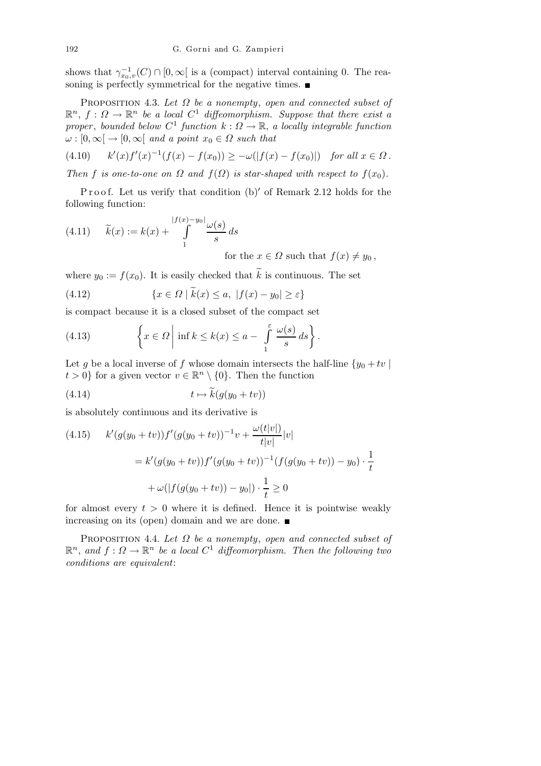shows that $\gamma_{x_0,v}^{-1}(C) \cap [0, \infty[$ is a (compact) interval containing 0. The reasoning is perfectly symmetrical for the negative times. ∎

Proposition 4.3. *Let $\Omega$ be a nonempty, open and connected subset of $\mathbb{R}^n$, $f : \Omega \to \mathbb{R}^n$ be a local $C^1$ diffeomorphism. Suppose that there exist a proper, bounded below $C^1$ function $k : \Omega \to \mathbb{R}$, a locally integrable function $\omega : [0, \infty[ \to [0, \infty[$ and a point $x_0 \in \Omega$ such that*

$$k'(x)f'(x)^{-1}(f(x) - f(x_0)) \geq -\omega(|f(x) - f(x_0)|) \quad \text{for all } x \in \Omega . \tag{4.10}$$

*Then $f$ is one-to-one on $\Omega$ and $f(\Omega)$ is star-shaped with respect to $f(x_0)$.*

Proof. Let us verify that condition (b)′ of Remark 2.12 holds for the following function:

$$\widetilde{k}(x) := k(x) + \int_1^{|f(x)-y_0|} \frac{\omega(s)}{s}\, ds \tag{4.11}$$

for the $x \in \Omega$ such that $f(x) \neq y_0$,

where $y_0 := f(x_0)$. It is easily checked that $\widetilde{k}$ is continuous. The set

$$\{x \in \Omega \mid \widetilde{k}(x) \leq a,\ |f(x) - y_0| \geq \varepsilon\} \tag{4.12}$$

is compact because it is a closed subset of the compact set

$$\left\{ x \in \Omega \;\middle|\; \inf k \leq k(x) \leq a - \int_1^{\varepsilon} \frac{\omega(s)}{s}\, ds \right\}. \tag{4.13}$$

Let $g$ be a local inverse of $f$ whose domain intersects the half-line $\{y_0 + tv \mid t > 0\}$ for a given vector $v \in \mathbb{R}^n \setminus \{0\}$. Then the function

$$t \mapsto \widetilde{k}(g(y_0 + tv)) \tag{4.14}$$

is absolutely continuous and its derivative is

$$\begin{aligned}
(4.15)\qquad & k'(g(y_0 + tv))f'(g(y_0 + tv))^{-1}v + \frac{\omega(t|v|)}{t|v|}|v| \\
&= k'(g(y_0 + tv))f'(g(y_0 + tv))^{-1}(f(g(y_0 + tv)) - y_0) \cdot \frac{1}{t} \\
&\quad + \omega(|f(g(y_0 + tv)) - y_0|) \cdot \frac{1}{t} \geq 0
\end{aligned}$$

for almost every $t > 0$ where it is defined. Hence it is pointwise weakly increasing on its (open) domain and we are done. ∎

Proposition 4.4. *Let $\Omega$ be a nonempty, open and connected subset of $\mathbb{R}^n$, and $f : \Omega \to \mathbb{R}^n$ be a local $C^1$ diffeomorphism. Then the following two conditions are equivalent:*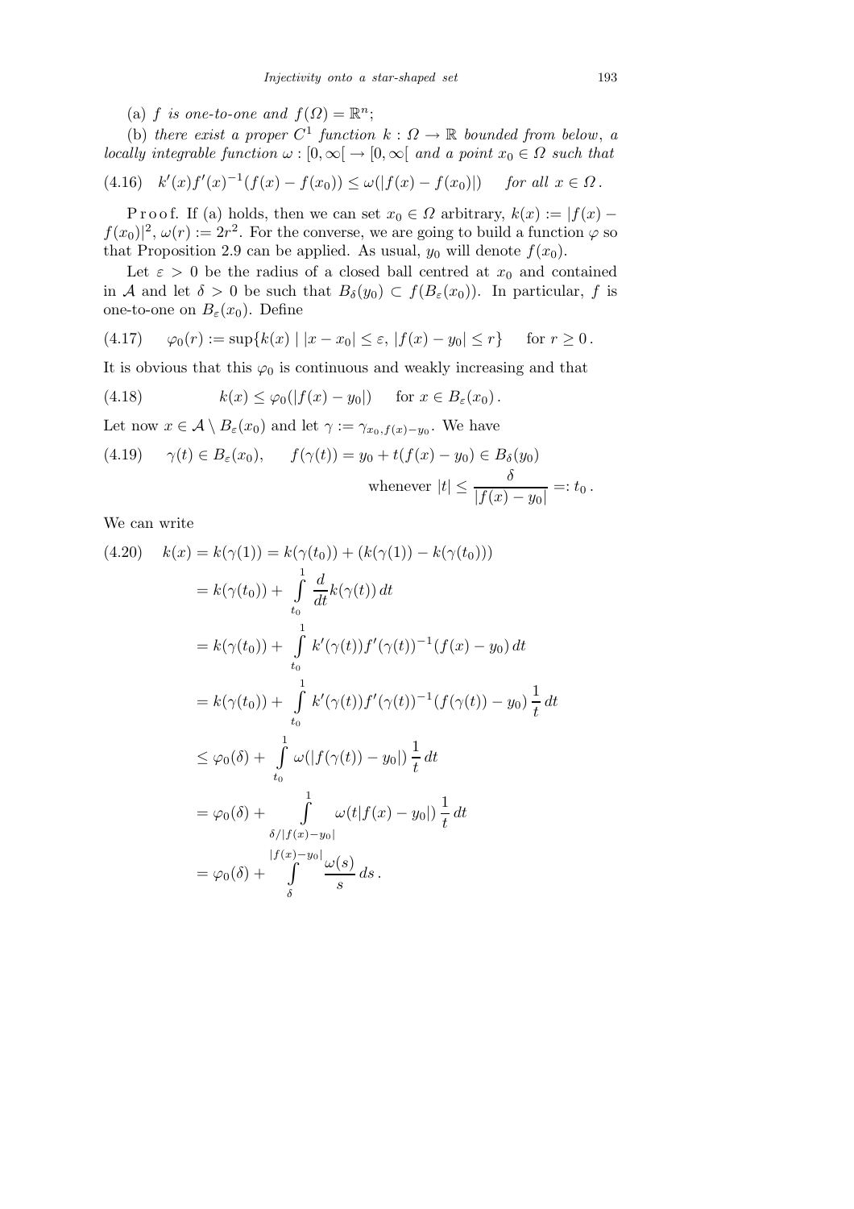(a) *$f$ is one-to-one and $f(\Omega) = \mathbb{R}^n$*;

(b) *there exist a proper $C^1$ function $k : \Omega \to \mathbb{R}$ bounded from below, a locally integrable function $\omega : [0, \infty[ \, \to [0, \infty[$ and a point $x_0 \in \Omega$ such that*

$$k'(x)f'(x)^{-1}(f(x) - f(x_0)) \le \omega(|f(x) - f(x_0)|) \quad \text{for all } x \in \Omega\,. \tag{4.16}$$

Proof. If (a) holds, then we can set $x_0 \in \Omega$ arbitrary, $k(x) := |f(x) - f(x_0)|^2$, $\omega(r) := 2r^2$. For the converse, we are going to build a function $\varphi$ so that Proposition 2.9 can be applied. As usual, $y_0$ will denote $f(x_0)$.

Let $\varepsilon > 0$ be the radius of a closed ball centred at $x_0$ and contained in $\mathcal{A}$ and let $\delta > 0$ be such that $B_\delta(y_0) \subset f(B_\varepsilon(x_0))$. In particular, $f$ is one-to-one on $B_\varepsilon(x_0)$. Define

$$\varphi_0(r) := \sup\{k(x) \mid |x - x_0| \le \varepsilon,\ |f(x) - y_0| \le r\} \quad \text{for } r \ge 0\,. \tag{4.17}$$

It is obvious that this $\varphi_0$ is continuous and weakly increasing and that

$$k(x) \le \varphi_0(|f(x) - y_0|) \quad \text{for } x \in B_\varepsilon(x_0)\,. \tag{4.18}$$

Let now $x \in \mathcal{A} \setminus B_\varepsilon(x_0)$ and let $\gamma := \gamma_{x_0, f(x) - y_0}$. We have

$$\gamma(t) \in B_\varepsilon(x_0), \qquad f(\gamma(t)) = y_0 + t(f(x) - y_0) \in B_\delta(y_0) \quad \text{whenever } |t| \le \frac{\delta}{|f(x) - y_0|} =: t_0\,. \tag{4.19}$$

We can write

$$\begin{aligned}
k(x) &= k(\gamma(1)) = k(\gamma(t_0)) + (k(\gamma(1)) - k(\gamma(t_0))) \\
&= k(\gamma(t_0)) + \int_{t_0}^{1} \frac{d}{dt} k(\gamma(t))\, dt \\
&= k(\gamma(t_0)) + \int_{t_0}^{1} k'(\gamma(t)) f'(\gamma(t))^{-1}(f(x) - y_0)\, dt \\
&= k(\gamma(t_0)) + \int_{t_0}^{1} k'(\gamma(t)) f'(\gamma(t))^{-1}(f(\gamma(t)) - y_0)\, \frac{1}{t}\, dt \\
&\le \varphi_0(\delta) + \int_{t_0}^{1} \omega(|f(\gamma(t)) - y_0|)\, \frac{1}{t}\, dt \\
&= \varphi_0(\delta) + \int_{\delta/|f(x) - y_0|}^{1} \omega(t|f(x) - y_0|)\, \frac{1}{t}\, dt \\
&= \varphi_0(\delta) + \int_{\delta}^{|f(x) - y_0|} \frac{\omega(s)}{s}\, ds\,.
\end{aligned} \tag{4.20}$$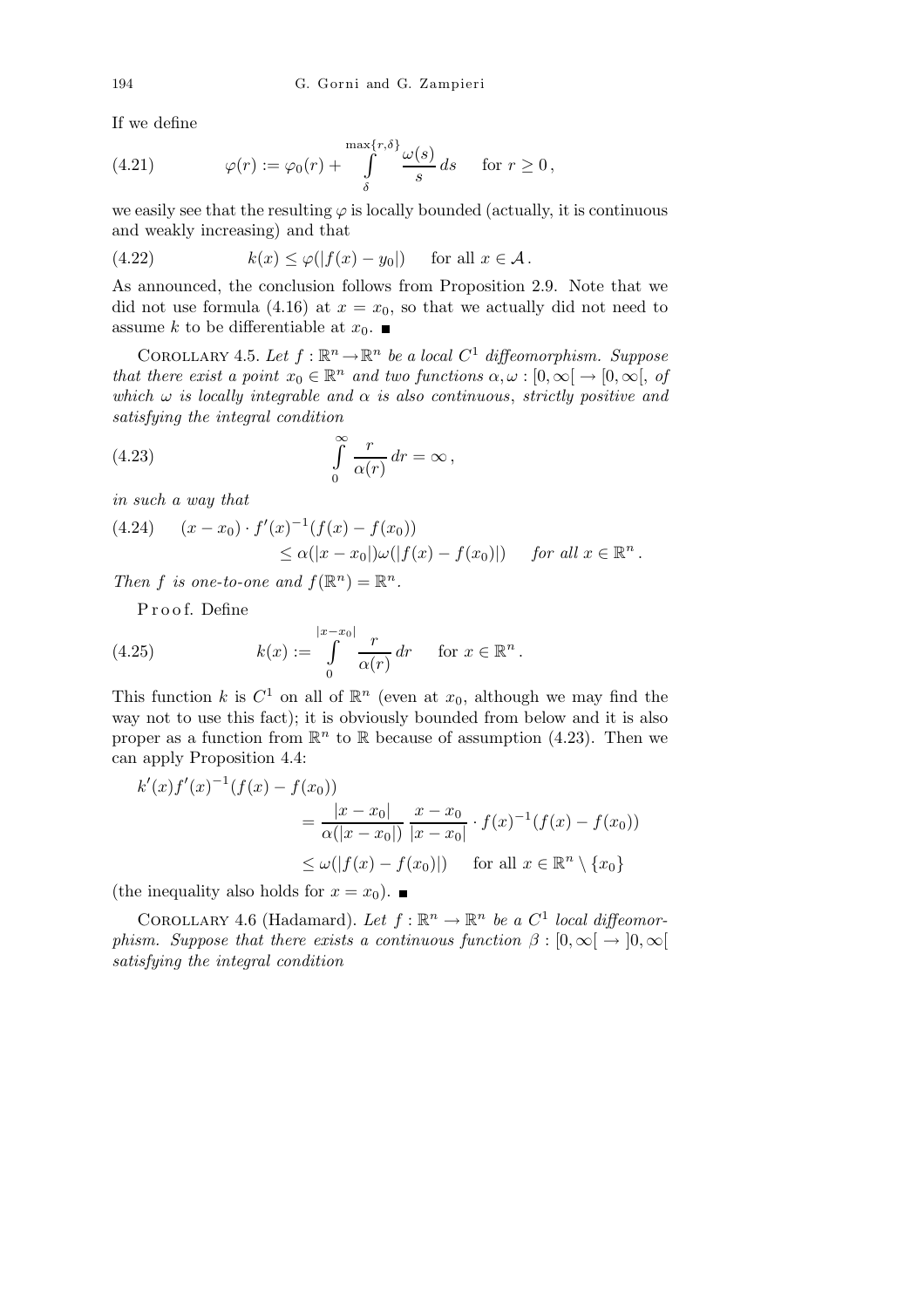If we define

$$\varphi(r) := \varphi_0(r) + \int_{\delta}^{\max\{r,\delta\}} \frac{\omega(s)}{s}\, ds \quad \text{ for } r \geq 0\,, \tag{4.21}$$

we easily see that the resulting $\varphi$ is locally bounded (actually, it is continuous and weakly increasing) and that

$$k(x) \leq \varphi(|f(x) - y_0|) \quad \text{ for all } x \in \mathcal{A}\,. \tag{4.22}$$

As announced, the conclusion follows from Proposition 2.9. Note that we did not use formula (4.16) at $x = x_0$, so that we actually did not need to assume $k$ to be differentiable at $x_0$. ∎

Corollary 4.5. *Let $f : \mathbb{R}^n \to \mathbb{R}^n$ be a local $C^1$ diffeomorphism. Suppose that there exist a point $x_0 \in \mathbb{R}^n$ and two functions $\alpha, \omega : [0, \infty[ \to [0, \infty[$, of which $\omega$ is locally integrable and $\alpha$ is also continuous, strictly positive and satisfying the integral condition*

$$\int_0^{\infty} \frac{r}{\alpha(r)}\, dr = \infty\,, \tag{4.23}$$

*in such a way that*

$$\begin{aligned} (x - x_0) \cdot f'(x)^{-1}(f(x) - f(x_0)) \\ \leq \alpha(|x - x_0|)\omega(|f(x) - f(x_0)|) \quad \text{ for all } x \in \mathbb{R}^n\,. \end{aligned} \tag{4.24}$$

*Then $f$ is one-to-one and $f(\mathbb{R}^n) = \mathbb{R}^n$.*

Proof. Define

$$k(x) := \int_0^{|x-x_0|} \frac{r}{\alpha(r)}\, dr \quad \text{ for } x \in \mathbb{R}^n\,. \tag{4.25}$$

This function $k$ is $C^1$ on all of $\mathbb{R}^n$ (even at $x_0$, although we may find the way not to use this fact); it is obviously bounded from below and it is also proper as a function from $\mathbb{R}^n$ to $\mathbb{R}$ because of assumption (4.23). Then we can apply Proposition 4.4:

$$\begin{aligned} k'(x)f'(x)^{-1}(f(x) - f(x_0)) \\ = \frac{|x - x_0|}{\alpha(|x - x_0|)} \frac{x - x_0}{|x - x_0|} \cdot f(x)^{-1}(f(x) - f(x_0)) \\ \leq \omega(|f(x) - f(x_0)|) \quad \text{ for all } x \in \mathbb{R}^n \setminus \{x_0\} \end{aligned}$$

(the inequality also holds for $x = x_0$). ∎

Corollary 4.6 (Hadamard). *Let $f : \mathbb{R}^n \to \mathbb{R}^n$ be a $C^1$ local diffeomorphism. Suppose that there exists a continuous function $\beta : [0, \infty[ \to ]0, \infty[$ satisfying the integral condition*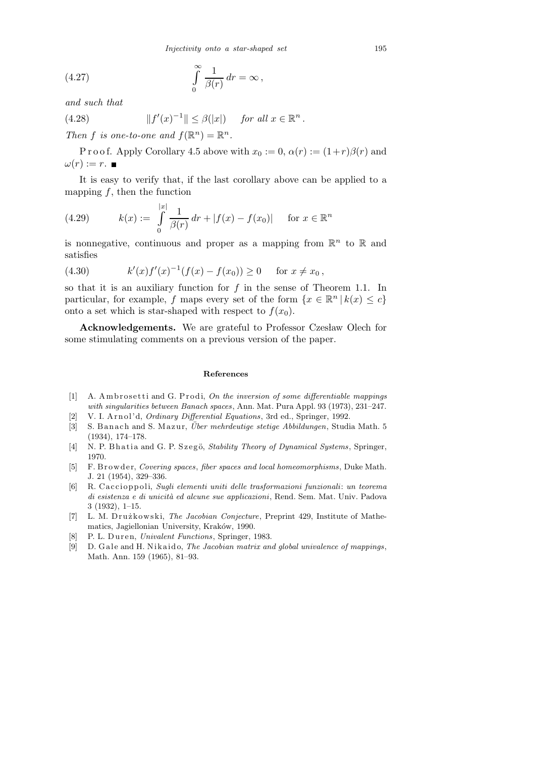$$\int_0^\infty \frac{1}{\beta(r)}\,dr = \infty\,, \tag{4.27}$$

*and such that*

$$\|f'(x)^{-1}\| \le \beta(|x|) \quad \text{for all } x \in \mathbb{R}^n\,. \tag{4.28}$$

*Then $f$ is one-to-one and $f(\mathbb{R}^n) = \mathbb{R}^n$.*

Proof. Apply Corollary 4.5 above with $x_0 := 0$, $\alpha(r) := (1+r)\beta(r)$ and $\omega(r) := r$. ■

It is easy to verify that, if the last corollary above can be applied to a mapping $f$, then the function

$$k(x) := \int_0^{|x|} \frac{1}{\beta(r)}\,dr + |f(x) - f(x_0)| \quad \text{ for } x \in \mathbb{R}^n \tag{4.29}$$

is nonnegative, continuous and proper as a mapping from $\mathbb{R}^n$ to $\mathbb{R}$ and satisfies

$$k'(x)f'(x)^{-1}(f(x) - f(x_0)) \ge 0 \quad \text{ for } x \ne x_0\,, \tag{4.30}$$

so that it is an auxiliary function for $f$ in the sense of Theorem 1.1. In particular, for example, $f$ maps every set of the form $\{x \in \mathbb{R}^n \mid k(x) \le c\}$ onto a set which is star-shaped with respect to $f(x_0)$.

**Acknowledgements.** We are grateful to Professor Czesław Olech for some stimulating comments on a previous version of the paper.

## References

[1] A. Ambrosetti and G. Prodi, *On the inversion of some differentiable mappings with singularities between Banach spaces*, Ann. Mat. Pura Appl. 93 (1973), 231–247.

[2] V. I. Arnol'd, *Ordinary Differential Equations*, 3rd ed., Springer, 1992.

[3] S. Banach and S. Mazur, *Über mehrdeutige stetige Abbildungen*, Studia Math. 5 (1934), 174–178.

[4] N. P. Bhatia and G. P. Szegö, *Stability Theory of Dynamical Systems*, Springer, 1970.

[5] F. Browder, *Covering spaces, fiber spaces and local homeomorphisms*, Duke Math. J. 21 (1954), 329–336.

[6] R. Caccioppoli, *Sugli elementi uniti delle trasformazioni funzionali*: *un teorema di esistenza e di unicità ed alcune sue applicazioni*, Rend. Sem. Mat. Univ. Padova 3 (1932), 1–15.

[7] L. M. Drużkowski, *The Jacobian Conjecture*, Preprint 429, Institute of Mathematics, Jagiellonian University, Kraków, 1990.

[8] P. L. Duren, *Univalent Functions*, Springer, 1983.

[9] D. Gale and H. Nikaido, *The Jacobian matrix and global univalence of mappings*, Math. Ann. 159 (1965), 81–93.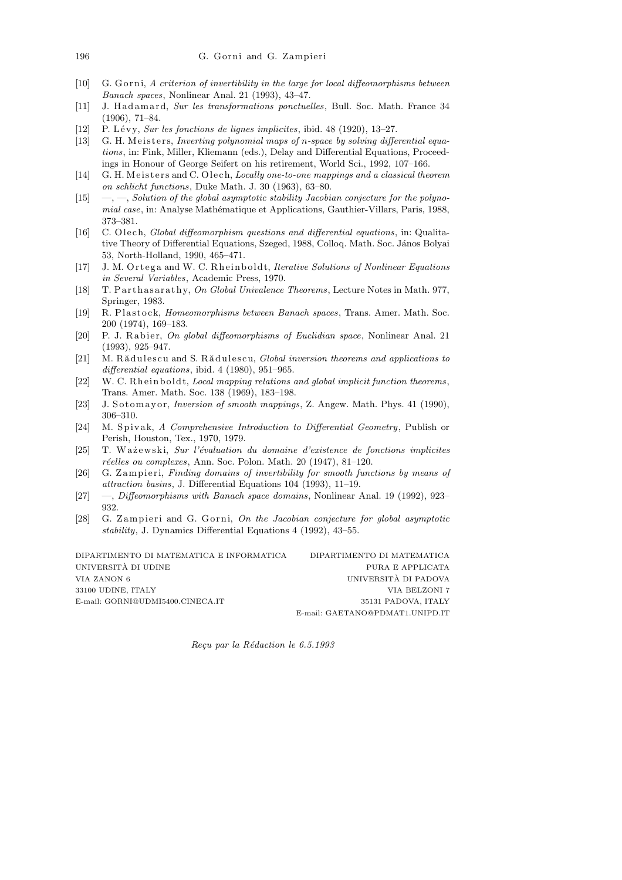[10] G. Gorni, *A criterion of invertibility in the large for local diffeomorphisms between Banach spaces*, Nonlinear Anal. 21 (1993), 43–47.

[11] J. Hadamard, *Sur les transformations ponctuelles*, Bull. Soc. Math. France 34 (1906), 71–84.

[12] P. Lévy, *Sur les fonctions de lignes implicites*, ibid. 48 (1920), 13–27.

[13] G. H. Meisters, *Inverting polynomial maps of n-space by solving differential equations*, in: Fink, Miller, Kliemann (eds.), Delay and Differential Equations, Proceedings in Honour of George Seifert on his retirement, World Sci., 1992, 107–166.

[14] G. H. Meisters and C. Olech, *Locally one-to-one mappings and a classical theorem on schlicht functions*, Duke Math. J. 30 (1963), 63–80.

[15] —, —, *Solution of the global asymptotic stability Jacobian conjecture for the polynomial case*, in: Analyse Mathématique et Applications, Gauthier-Villars, Paris, 1988, 373–381.

[16] C. Olech, *Global diffeomorphism questions and differential equations*, in: Qualitative Theory of Differential Equations, Szeged, 1988, Colloq. Math. Soc. János Bolyai 53, North-Holland, 1990, 465–471.

[17] J. M. Ortega and W. C. Rheinboldt, *Iterative Solutions of Nonlinear Equations in Several Variables*, Academic Press, 1970.

[18] T. Parthasarathy, *On Global Univalence Theorems*, Lecture Notes in Math. 977, Springer, 1983.

[19] R. Plastock, *Homeomorphisms between Banach spaces*, Trans. Amer. Math. Soc. 200 (1974), 169–183.

[20] P. J. Rabier, *On global diffeomorphisms of Euclidian space*, Nonlinear Anal. 21 (1993), 925–947.

[21] M. Rădulescu and S. Rădulescu, *Global inversion theorems and applications to differential equations*, ibid. 4 (1980), 951–965.

[22] W. C. Rheinboldt, *Local mapping relations and global implicit function theorems*, Trans. Amer. Math. Soc. 138 (1969), 183–198.

[23] J. Sotomayor, *Inversion of smooth mappings*, Z. Angew. Math. Phys. 41 (1990), 306–310.

[24] M. Spivak, *A Comprehensive Introduction to Differential Geometry*, Publish or Perish, Houston, Tex., 1970, 1979.

[25] T. Ważewski, *Sur l'évaluation du domaine d'existence de fonctions implicites réelles ou complexes*, Ann. Soc. Polon. Math. 20 (1947), 81–120.

[26] G. Zampieri, *Finding domains of invertibility for smooth functions by means of attraction basins*, J. Differential Equations 104 (1993), 11–19.

[27] —, *Diffeomorphisms with Banach space domains*, Nonlinear Anal. 19 (1992), 923–932.

[28] G. Zampieri and G. Gorni, *On the Jacobian conjecture for global asymptotic stability*, J. Dynamics Differential Equations 4 (1992), 43–55.

DIPARTIMENTO DI MATEMATICA E INFORMATICA
UNIVERSITÀ DI UDINE
VIA ZANON 6
33100 UDINE, ITALY
E-mail: GORNI@UDMI5400.CINECA.IT

DIPARTIMENTO DI MATEMATICA
PURA E APPLICATA
UNIVERSITÀ DI PADOVA
VIA BELZONI 7
35131 PADOVA, ITALY
E-mail: GAETANO@PDMAT1.UNIPD.IT

*Reçu par la Rédaction le 6.5.1993*